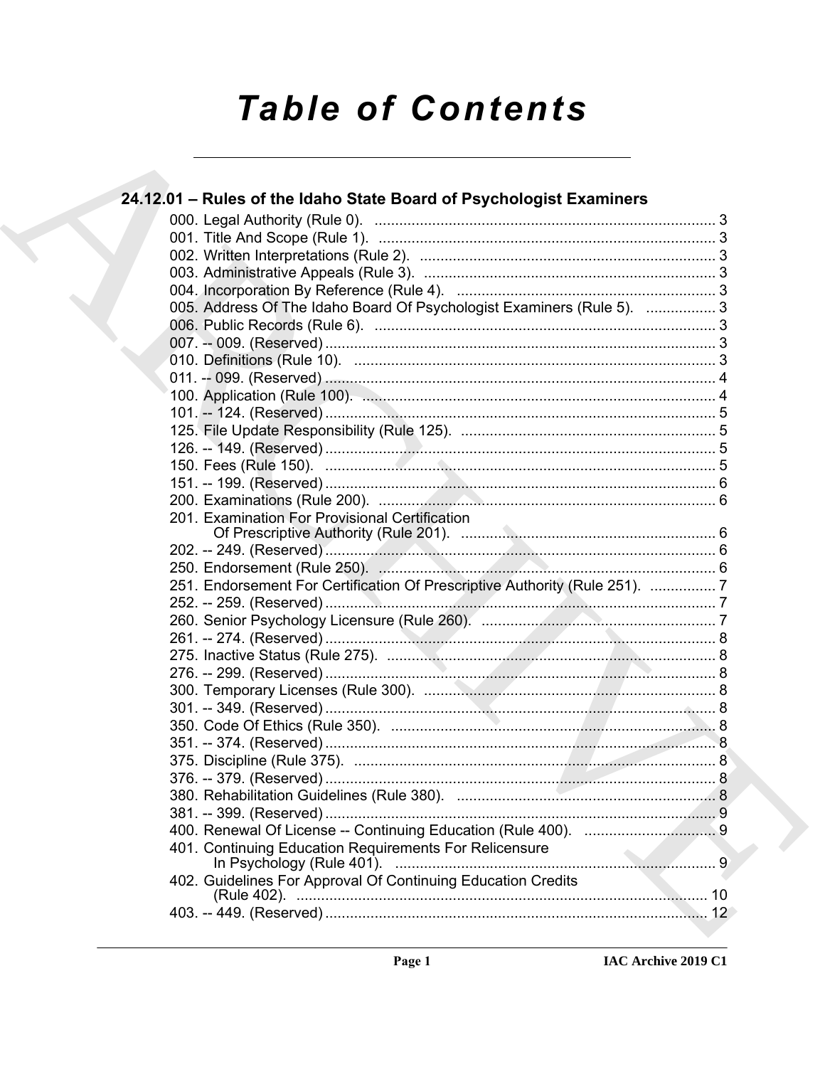# Table of Contents

## 24.12.01 – Rules of the Idaho State Board of Psychologist Examiners

000. Legal Authority (Rule 0). ........................................ 3
001. Title And Scope (Rule 1). ........................................ 3
002. Written Interpretations (Rule 2). ........................................ 3
003. Administrative Appeals (Rule 3). ........................................ 3
004. Incorporation By Reference (Rule 4). ........................................ 3
005. Address Of The Idaho Board Of Psychologist Examiners (Rule 5). ........................................ 3
006. Public Records (Rule 6). ........................................ 3
007. -- 009. (Reserved) ........................................ 3
010. Definitions (Rule 10). ........................................ 3
011. -- 099. (Reserved) ........................................ 4
100. Application (Rule 100). ........................................ 4
101. -- 124. (Reserved) ........................................ 5
125. File Update Responsibility (Rule 125). ........................................ 5
126. -- 149. (Reserved) ........................................ 5
150. Fees (Rule 150). ........................................ 5
151. -- 199. (Reserved) ........................................ 6
200. Examinations (Rule 200). ........................................ 6
201. Examination For Provisional Certification Of Prescriptive Authority (Rule 201). ........................................ 6
202. -- 249. (Reserved) ........................................ 6
250. Endorsement (Rule 250). ........................................ 6
251. Endorsement For Certification Of Prescriptive Authority (Rule 251). ........................................ 7
252. -- 259. (Reserved) ........................................ 7
260. Senior Psychology Licensure (Rule 260). ........................................ 7
261. -- 274. (Reserved) ........................................ 8
275. Inactive Status (Rule 275). ........................................ 8
276. -- 299. (Reserved) ........................................ 8
300. Temporary Licenses (Rule 300). ........................................ 8
301. -- 349. (Reserved) ........................................ 8
350. Code Of Ethics (Rule 350). ........................................ 8
351. -- 374. (Reserved) ........................................ 8
375. Discipline (Rule 375). ........................................ 8
376. -- 379. (Reserved) ........................................ 8
380. Rehabilitation Guidelines (Rule 380). ........................................ 8
381. -- 399. (Reserved) ........................................ 9
400. Renewal Of License -- Continuing Education (Rule 400). ........................................ 9
401. Continuing Education Requirements For Relicensure In Psychology (Rule 401). ........................................ 9
402. Guidelines For Approval Of Continuing Education Credits (Rule 402). ........................................ 10
403. -- 449. (Reserved) ........................................ 12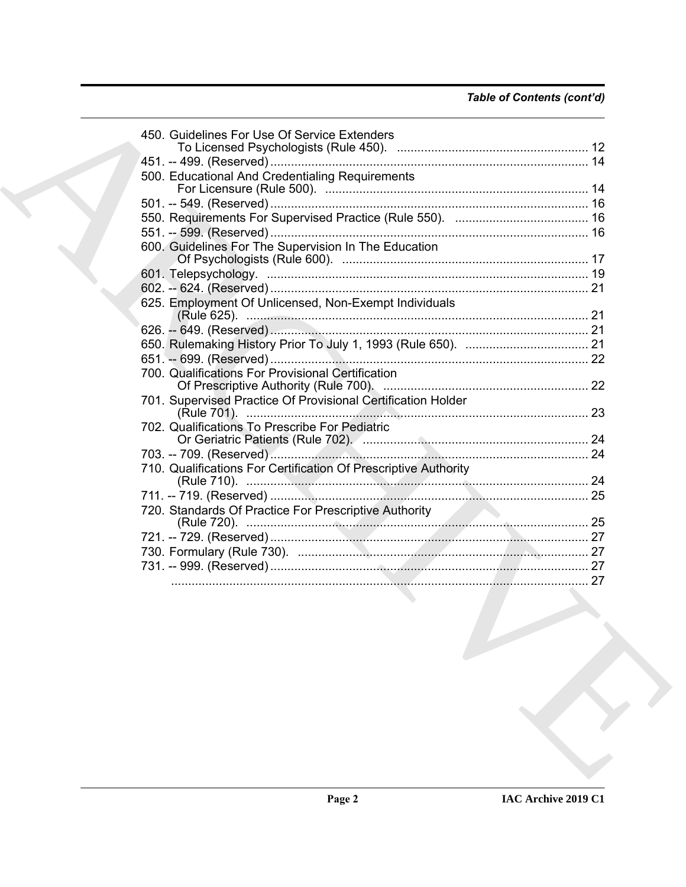*Table of Contents (cont'd)*

450. Guidelines For Use Of Service Extenders To Licensed Psychologists (Rule 450). ........ 12
451. -- 499. (Reserved) ........ 14
500. Educational And Credentialing Requirements For Licensure (Rule 500). ........ 14
501. -- 549. (Reserved) ........ 16
550. Requirements For Supervised Practice (Rule 550). ........ 16
551. -- 599. (Reserved) ........ 16
600. Guidelines For The Supervision In The Education Of Psychologists (Rule 600). ........ 17
601. Telepsychology. ........ 19
602. -- 624. (Reserved) ........ 21
625. Employment Of Unlicensed, Non-Exempt Individuals (Rule 625). ........ 21
626. -- 649. (Reserved) ........ 21
650. Rulemaking History Prior To July 1, 1993 (Rule 650). ........ 21
651. -- 699. (Reserved) ........ 22
700. Qualifications For Provisional Certification Of Prescriptive Authority (Rule 700). ........ 22
701. Supervised Practice Of Provisional Certification Holder (Rule 701). ........ 23
702. Qualifications To Prescribe For Pediatric Or Geriatric Patients (Rule 702). ........ 24
703. -- 709. (Reserved) ........ 24
710. Qualifications For Certification Of Prescriptive Authority (Rule 710). ........ 24
711. -- 719. (Reserved) ........ 25
720. Standards Of Practice For Prescriptive Authority (Rule 720). ........ 25
721. -- 729. (Reserved) ........ 27
730. Formulary (Rule 730). ........ 27
731. -- 999. (Reserved) ........ 27
........ 27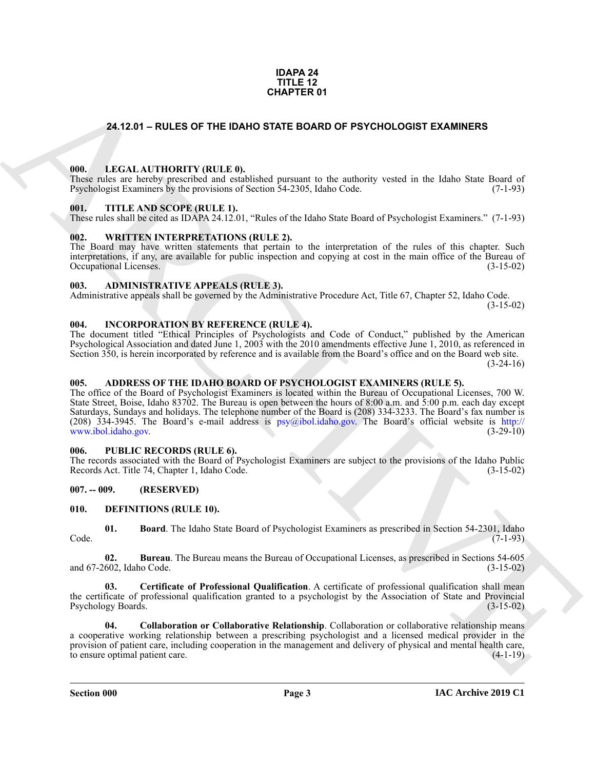**IDAPA 24**
**TITLE 12**
**CHAPTER 01**

## 24.12.01 – RULES OF THE IDAHO STATE BOARD OF PSYCHOLOGIST EXAMINERS

### 000. LEGAL AUTHORITY (RULE 0).
These rules are hereby prescribed and established pursuant to the authority vested in the Idaho State Board of Psychologist Examiners by the provisions of Section 54-2305, Idaho Code. (7-1-93)

### 001. TITLE AND SCOPE (RULE 1).
These rules shall be cited as IDAPA 24.12.01, "Rules of the Idaho State Board of Psychologist Examiners." (7-1-93)

### 002. WRITTEN INTERPRETATIONS (RULE 2).
The Board may have written statements that pertain to the interpretation of the rules of this chapter. Such interpretations, if any, are available for public inspection and copying at cost in the main office of the Bureau of Occupational Licenses. (3-15-02)

### 003. ADMINISTRATIVE APPEALS (RULE 3).
Administrative appeals shall be governed by the Administrative Procedure Act, Title 67, Chapter 52, Idaho Code. (3-15-02)

### 004. INCORPORATION BY REFERENCE (RULE 4).
The document titled "Ethical Principles of Psychologists and Code of Conduct," published by the American Psychological Association and dated June 1, 2003 with the 2010 amendments effective June 1, 2010, as referenced in Section 350, is herein incorporated by reference and is available from the Board's office and on the Board web site. (3-24-16)

### 005. ADDRESS OF THE IDAHO BOARD OF PSYCHOLOGIST EXAMINERS (RULE 5).
The office of the Board of Psychologist Examiners is located within the Bureau of Occupational Licenses, 700 W. State Street, Boise, Idaho 83702. The Bureau is open between the hours of 8:00 a.m. and 5:00 p.m. each day except Saturdays, Sundays and holidays. The telephone number of the Board is (208) 334-3233. The Board's fax number is (208) 334-3945. The Board's e-mail address is psy@ibol.idaho.gov. The Board's official website is http://www.ibol.idaho.gov. (3-29-10)

### 006. PUBLIC RECORDS (RULE 6).
The records associated with the Board of Psychologist Examiners are subject to the provisions of the Idaho Public Records Act. Title 74, Chapter 1, Idaho Code. (3-15-02)

### 007. -- 009. (RESERVED)

### 010. DEFINITIONS (RULE 10).

**01. Board**. The Idaho State Board of Psychologist Examiners as prescribed in Section 54-2301, Idaho Code. (7-1-93)

**02. Bureau**. The Bureau means the Bureau of Occupational Licenses, as prescribed in Sections 54-605 and 67-2602, Idaho Code. (3-15-02)

**03. Certificate of Professional Qualification**. A certificate of professional qualification shall mean the certificate of professional qualification granted to a psychologist by the Association of State and Provincial Psychology Boards. (3-15-02)

**04. Collaboration or Collaborative Relationship**. Collaboration or collaborative relationship means a cooperative working relationship between a prescribing psychologist and a licensed medical provider in the provision of patient care, including cooperation in the management and delivery of physical and mental health care, to ensure optimal patient care. (4-1-19)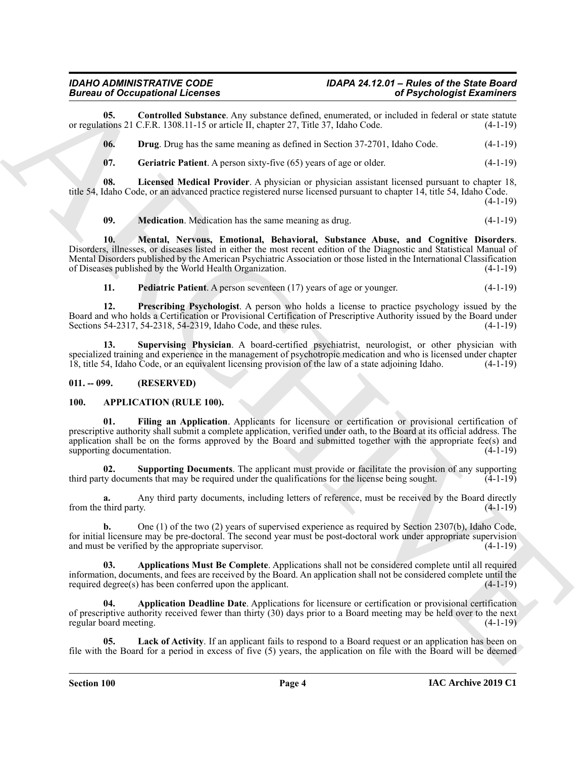**05. Controlled Substance**. Any substance defined, enumerated, or included in federal or state statute or regulations 21 C.F.R. 1308.11-15 or article II, chapter 27, Title 37, Idaho Code. (4-1-19)

**06. Drug**. Drug has the same meaning as defined in Section 37-2701, Idaho Code. (4-1-19)

**07. Geriatric Patient**. A person sixty-five (65) years of age or older. (4-1-19)

**08. Licensed Medical Provider**. A physician or physician assistant licensed pursuant to chapter 18, title 54, Idaho Code, or an advanced practice registered nurse licensed pursuant to chapter 14, title 54, Idaho Code. (4-1-19)

**09. Medication**. Medication has the same meaning as drug. (4-1-19)

**10. Mental, Nervous, Emotional, Behavioral, Substance Abuse, and Cognitive Disorders**. Disorders, illnesses, or diseases listed in either the most recent edition of the Diagnostic and Statistical Manual of Mental Disorders published by the American Psychiatric Association or those listed in the International Classification of Diseases published by the World Health Organization. (4-1-19)

**11. Pediatric Patient**. A person seventeen (17) years of age or younger. (4-1-19)

**12. Prescribing Psychologist**. A person who holds a license to practice psychology issued by the Board and who holds a Certification or Provisional Certification of Prescriptive Authority issued by the Board under Sections 54-2317, 54-2318, 54-2319, Idaho Code, and these rules. (4-1-19)

**13. Supervising Physician**. A board-certified psychiatrist, neurologist, or other physician with specialized training and experience in the management of psychotropic medication and who is licensed under chapter 18, title 54, Idaho Code, or an equivalent licensing provision of the law of a state adjoining Idaho. (4-1-19)

## 011. -- 099. (RESERVED)

## 100. APPLICATION (RULE 100).

**01. Filing an Application**. Applicants for licensure or certification or provisional certification of prescriptive authority shall submit a complete application, verified under oath, to the Board at its official address. The application shall be on the forms approved by the Board and submitted together with the appropriate fee(s) and supporting documentation. (4-1-19)

**02. Supporting Documents**. The applicant must provide or facilitate the provision of any supporting third party documents that may be required under the qualifications for the license being sought. (4-1-19)

**a.** Any third party documents, including letters of reference, must be received by the Board directly from the third party. (4-1-19)

**b.** One (1) of the two (2) years of supervised experience as required by Section 2307(b), Idaho Code, for initial licensure may be pre-doctoral. The second year must be post-doctoral work under appropriate supervision and must be verified by the appropriate supervisor. (4-1-19)

**03. Applications Must Be Complete**. Applications shall not be considered complete until all required information, documents, and fees are received by the Board. An application shall not be considered complete until the required degree(s) has been conferred upon the applicant. (4-1-19)

**04. Application Deadline Date**. Applications for licensure or certification or provisional certification of prescriptive authority received fewer than thirty (30) days prior to a Board meeting may be held over to the next regular board meeting. (4-1-19)

**05. Lack of Activity**. If an applicant fails to respond to a Board request or an application has been on file with the Board for a period in excess of five (5) years, the application on file with the Board will be deemed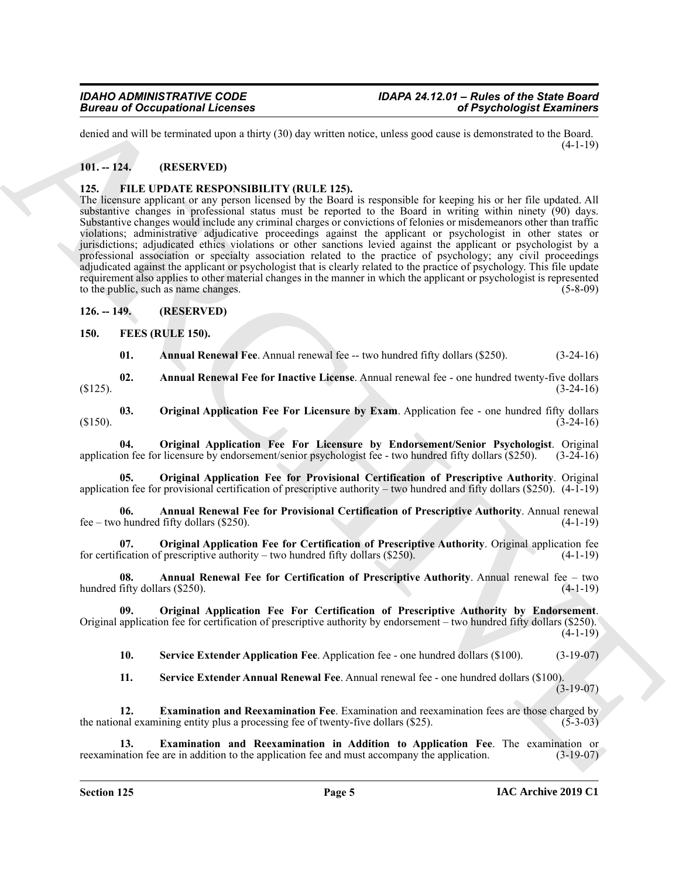denied and will be terminated upon a thirty (30) day written notice, unless good cause is demonstrated to the Board. (4-1-19)

## 101. -- 124. (RESERVED)

## 125. FILE UPDATE RESPONSIBILITY (RULE 125).

The licensure applicant or any person licensed by the Board is responsible for keeping his or her file updated. All substantive changes in professional status must be reported to the Board in writing within ninety (90) days. Substantive changes would include any criminal charges or convictions of felonies or misdemeanors other than traffic violations; administrative adjudicative proceedings against the applicant or psychologist in other states or jurisdictions; adjudicated ethics violations or other sanctions levied against the applicant or psychologist by a professional association or specialty association related to the practice of psychology; any civil proceedings adjudicated against the applicant or psychologist that is clearly related to the practice of psychology. This file update requirement also applies to other material changes in the manner in which the applicant or psychologist is represented to the public, such as name changes. (5-8-09)

## 126. -- 149. (RESERVED)

## 150. FEES (RULE 150).

**01. Annual Renewal Fee**. Annual renewal fee -- two hundred fifty dollars ($250). (3-24-16)

**02. Annual Renewal Fee for Inactive License**. Annual renewal fee - one hundred twenty-five dollars ($125). (3-24-16)

**03. Original Application Fee For Licensure by Exam**. Application fee - one hundred fifty dollars ($150). (3-24-16)

**04. Original Application Fee For Licensure by Endorsement/Senior Psychologist**. Original application fee for licensure by endorsement/senior psychologist fee - two hundred fifty dollars ($250). (3-24-16)

**05. Original Application Fee for Provisional Certification of Prescriptive Authority**. Original application fee for provisional certification of prescriptive authority – two hundred and fifty dollars ($250). (4-1-19)

**06. Annual Renewal Fee for Provisional Certification of Prescriptive Authority**. Annual renewal fee – two hundred fifty dollars ($250). (4-1-19)

**07. Original Application Fee for Certification of Prescriptive Authority**. Original application fee for certification of prescriptive authority – two hundred fifty dollars ($250). (4-1-19)

**08. Annual Renewal Fee for Certification of Prescriptive Authority**. Annual renewal fee – two hundred fifty dollars ($250). (4-1-19)

**09. Original Application Fee For Certification of Prescriptive Authority by Endorsement**. Original application fee for certification of prescriptive authority by endorsement – two hundred fifty dollars ($250). (4-1-19)

**10. Service Extender Application Fee**. Application fee - one hundred dollars ($100). (3-19-07)

**11. Service Extender Annual Renewal Fee**. Annual renewal fee - one hundred dollars ($100). (3-19-07)

**12. Examination and Reexamination Fee**. Examination and reexamination fees are those charged by the national examining entity plus a processing fee of twenty-five dollars ($25). (5-3-03)

**13. Examination and Reexamination in Addition to Application Fee**. The examination or reexamination fee are in addition to the application fee and must accompany the application. (3-19-07)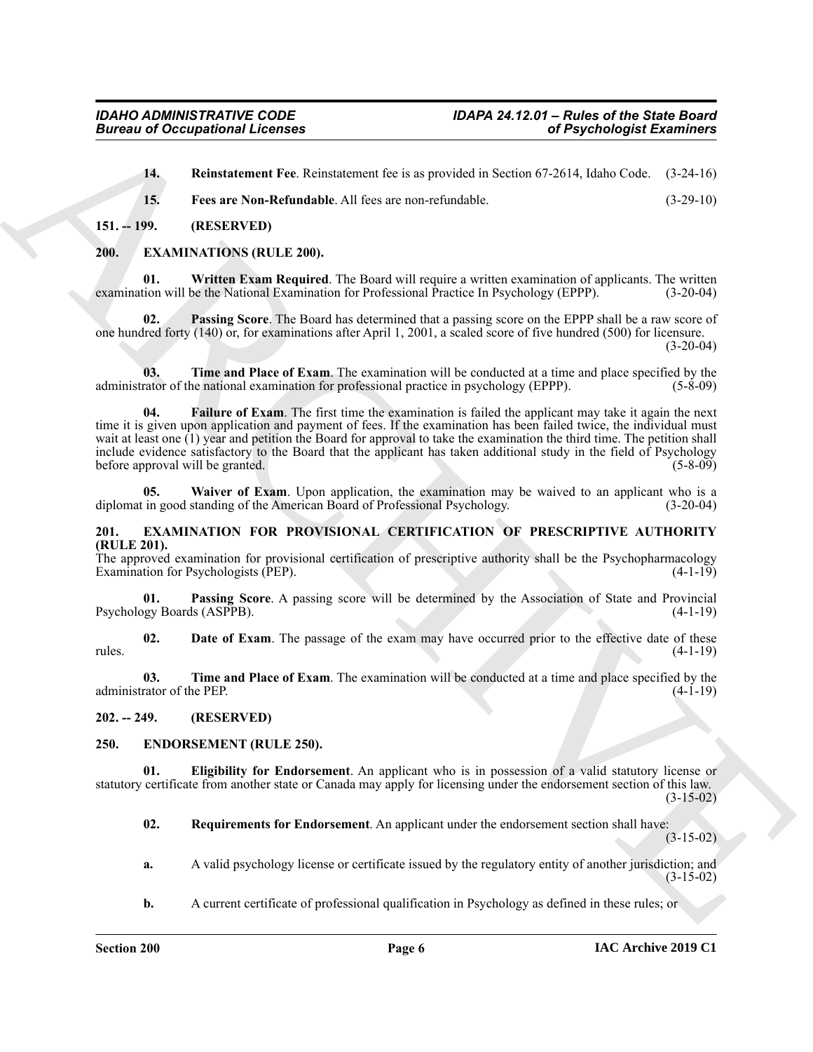**14. Reinstatement Fee**. Reinstatement fee is as provided in Section 67-2614, Idaho Code. (3-24-16)

**15. Fees are Non-Refundable**. All fees are non-refundable. (3-29-10)

## 151. -- 199. (RESERVED)

## 200. EXAMINATIONS (RULE 200).

**01. Written Exam Required**. The Board will require a written examination of applicants. The written examination will be the National Examination for Professional Practice In Psychology (EPPP). (3-20-04)

**02. Passing Score**. The Board has determined that a passing score on the EPPP shall be a raw score of one hundred forty (140) or, for examinations after April 1, 2001, a scaled score of five hundred (500) for licensure. (3-20-04)

**03. Time and Place of Exam**. The examination will be conducted at a time and place specified by the administrator of the national examination for professional practice in psychology (EPPP). (5-8-09)

**04. Failure of Exam**. The first time the examination is failed the applicant may take it again the next time it is given upon application and payment of fees. If the examination has been failed twice, the individual must wait at least one (1) year and petition the Board for approval to take the examination the third time. The petition shall include evidence satisfactory to the Board that the applicant has taken additional study in the field of Psychology before approval will be granted. (5-8-09)

**05. Waiver of Exam**. Upon application, the examination may be waived to an applicant who is a diplomat in good standing of the American Board of Professional Psychology. (3-20-04)

## 201. EXAMINATION FOR PROVISIONAL CERTIFICATION OF PRESCRIPTIVE AUTHORITY (RULE 201).

The approved examination for provisional certification of prescriptive authority shall be the Psychopharmacology Examination for Psychologists (PEP). (4-1-19)

**01. Passing Score**. A passing score will be determined by the Association of State and Provincial Psychology Boards (ASPPB). (4-1-19)

**02. Date of Exam**. The passage of the exam may have occurred prior to the effective date of these rules. (4-1-19)

**03. Time and Place of Exam**. The examination will be conducted at a time and place specified by the administrator of the PEP. (4-1-19)

## 202. -- 249. (RESERVED)

## 250. ENDORSEMENT (RULE 250).

**01. Eligibility for Endorsement**. An applicant who is in possession of a valid statutory license or statutory certificate from another state or Canada may apply for licensing under the endorsement section of this law. (3-15-02)

**02. Requirements for Endorsement**. An applicant under the endorsement section shall have: (3-15-02)

**a.** A valid psychology license or certificate issued by the regulatory entity of another jurisdiction; and (3-15-02)

**b.** A current certificate of professional qualification in Psychology as defined in these rules; or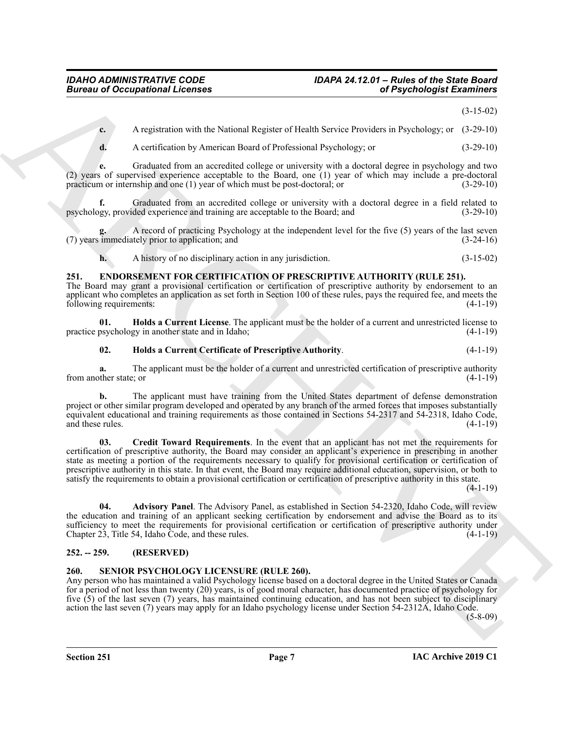(3-15-02)

**c.** A registration with the National Register of Health Service Providers in Psychology; or (3-29-10)

**d.** A certification by American Board of Professional Psychology; or (3-29-10)

**e.** Graduated from an accredited college or university with a doctoral degree in psychology and two (2) years of supervised experience acceptable to the Board, one (1) year of which may include a pre-doctoral practicum or internship and one (1) year of which must be post-doctoral; or (3-29-10)

**f.** Graduated from an accredited college or university with a doctoral degree in a field related to psychology, provided experience and training are acceptable to the Board; and (3-29-10)

**g.** A record of practicing Psychology at the independent level for the five (5) years of the last seven (7) years immediately prior to application; and (3-24-16)

**h.** A history of no disciplinary action in any jurisdiction. (3-15-02)

## 251. ENDORSEMENT FOR CERTIFICATION OF PRESCRIPTIVE AUTHORITY (RULE 251).

The Board may grant a provisional certification or certification of prescriptive authority by endorsement to an applicant who completes an application as set forth in Section 100 of these rules, pays the required fee, and meets the following requirements: (4-1-19)

**01. Holds a Current License**. The applicant must be the holder of a current and unrestricted license to practice psychology in another state and in Idaho; (4-1-19)

**02. Holds a Current Certificate of Prescriptive Authority**. (4-1-19)

**a.** The applicant must be the holder of a current and unrestricted certification of prescriptive authority from another state; or (4-1-19)

**b.** The applicant must have training from the United States department of defense demonstration project or other similar program developed and operated by any branch of the armed forces that imposes substantially equivalent educational and training requirements as those contained in Sections 54-2317 and 54-2318, Idaho Code, and these rules. (4-1-19)

**03. Credit Toward Requirements**. In the event that an applicant has not met the requirements for certification of prescriptive authority, the Board may consider an applicant's experience in prescribing in another state as meeting a portion of the requirements necessary to qualify for provisional certification or certification of prescriptive authority in this state. In that event, the Board may require additional education, supervision, or both to satisfy the requirements to obtain a provisional certification or certification of prescriptive authority in this state. (4-1-19)

**04. Advisory Panel**. The Advisory Panel, as established in Section 54-2320, Idaho Code, will review the education and training of an applicant seeking certification by endorsement and advise the Board as to its sufficiency to meet the requirements for provisional certification or certification of prescriptive authority under Chapter 23, Title 54, Idaho Code, and these rules. (4-1-19)

## 252. -- 259. (RESERVED)

## 260. SENIOR PSYCHOLOGY LICENSURE (RULE 260).

Any person who has maintained a valid Psychology license based on a doctoral degree in the United States or Canada for a period of not less than twenty (20) years, is of good moral character, has documented practice of psychology for five (5) of the last seven (7) years, has maintained continuing education, and has not been subject to disciplinary action the last seven (7) years may apply for an Idaho psychology license under Section 54-2312A, Idaho Code. (5-8-09)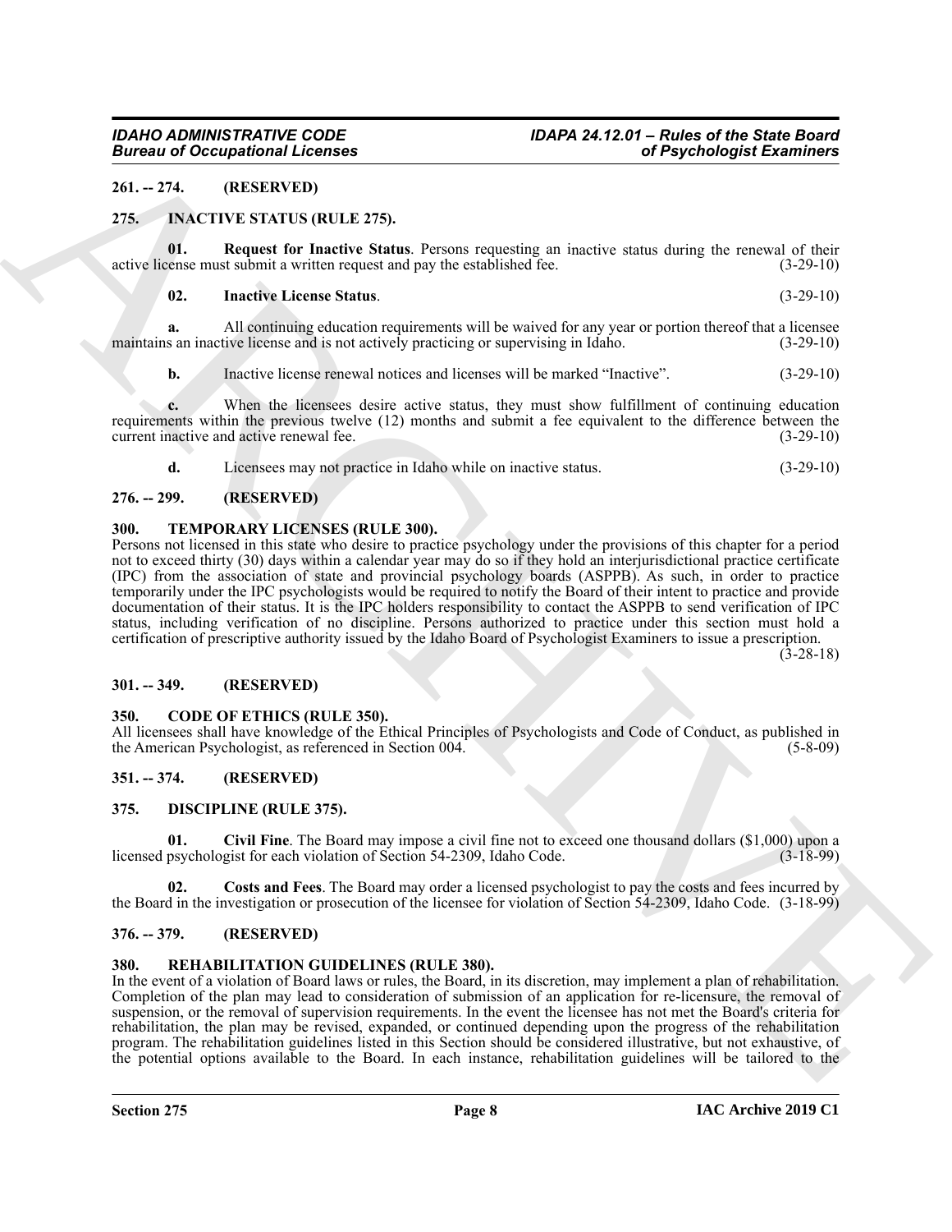**261. -- 274. (RESERVED)**

**275. INACTIVE STATUS (RULE 275).**

**01. Request for Inactive Status**. Persons requesting an inactive status during the renewal of their active license must submit a written request and pay the established fee. (3-29-10)

**02. Inactive License Status**. (3-29-10)

**a.** All continuing education requirements will be waived for any year or portion thereof that a licensee maintains an inactive license and is not actively practicing or supervising in Idaho. (3-29-10)

**b.** Inactive license renewal notices and licenses will be marked "Inactive". (3-29-10)

**c.** When the licensees desire active status, they must show fulfillment of continuing education requirements within the previous twelve (12) months and submit a fee equivalent to the difference between the current inactive and active renewal fee. (3-29-10)

**d.** Licensees may not practice in Idaho while on inactive status. (3-29-10)

**276. -- 299. (RESERVED)**

**300. TEMPORARY LICENSES (RULE 300).**

Persons not licensed in this state who desire to practice psychology under the provisions of this chapter for a period not to exceed thirty (30) days within a calendar year may do so if they hold an interjurisdictional practice certificate (IPC) from the association of state and provincial psychology boards (ASPPB). As such, in order to practice temporarily under the IPC psychologists would be required to notify the Board of their intent to practice and provide documentation of their status. It is the IPC holders responsibility to contact the ASPPB to send verification of IPC status, including verification of no discipline. Persons authorized to practice under this section must hold a certification of prescriptive authority issued by the Idaho Board of Psychologist Examiners to issue a prescription. (3-28-18)

**301. -- 349. (RESERVED)**

**350. CODE OF ETHICS (RULE 350).**

All licensees shall have knowledge of the Ethical Principles of Psychologists and Code of Conduct, as published in the American Psychologist, as referenced in Section 004. (5-8-09)

**351. -- 374. (RESERVED)**

**375. DISCIPLINE (RULE 375).**

**01. Civil Fine**. The Board may impose a civil fine not to exceed one thousand dollars ($1,000) upon a licensed psychologist for each violation of Section 54-2309, Idaho Code. (3-18-99)

**02. Costs and Fees**. The Board may order a licensed psychologist to pay the costs and fees incurred by the Board in the investigation or prosecution of the licensee for violation of Section 54-2309, Idaho Code. (3-18-99)

**376. -- 379. (RESERVED)**

**380. REHABILITATION GUIDELINES (RULE 380).**

In the event of a violation of Board laws or rules, the Board, in its discretion, may implement a plan of rehabilitation. Completion of the plan may lead to consideration of submission of an application for re-licensure, the removal of suspension, or the removal of supervision requirements. In the event the licensee has not met the Board's criteria for rehabilitation, the plan may be revised, expanded, or continued depending upon the progress of the rehabilitation program. The rehabilitation guidelines listed in this Section should be considered illustrative, but not exhaustive, of the potential options available to the Board. In each instance, rehabilitation guidelines will be tailored to the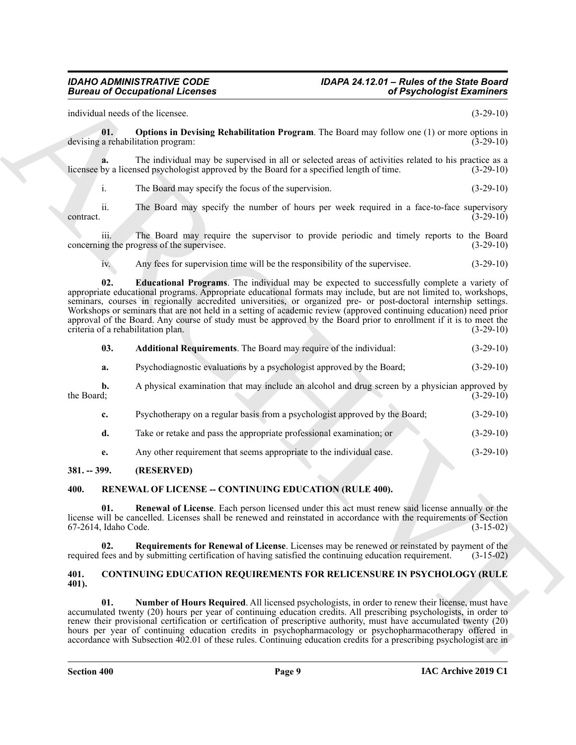individual needs of the licensee. (3-29-10)

**01. Options in Devising Rehabilitation Program**. The Board may follow one (1) or more options in devising a rehabilitation program: (3-29-10)

**a.** The individual may be supervised in all or selected areas of activities related to his practice as a licensee by a licensed psychologist approved by the Board for a specified length of time. (3-29-10)

i. The Board may specify the focus of the supervision. (3-29-10)

ii. The Board may specify the number of hours per week required in a face-to-face supervisory contract. (3-29-10)

iii. The Board may require the supervisor to provide periodic and timely reports to the Board concerning the progress of the supervisee. (3-29-10)

iv. Any fees for supervision time will be the responsibility of the supervisee. (3-29-10)

**02. Educational Programs**. The individual may be expected to successfully complete a variety of appropriate educational programs. Appropriate educational formats may include, but are not limited to, workshops, seminars, courses in regionally accredited universities, or organized pre- or post-doctoral internship settings. Workshops or seminars that are not held in a setting of academic review (approved continuing education) need prior approval of the Board. Any course of study must be approved by the Board prior to enrollment if it is to meet the criteria of a rehabilitation plan. (3-29-10)

**03. Additional Requirements**. The Board may require of the individual: (3-29-10)

**a.** Psychodiagnostic evaluations by a psychologist approved by the Board; (3-29-10)

**b.** A physical examination that may include an alcohol and drug screen by a physician approved by the Board; (3-29-10)

**c.** Psychotherapy on a regular basis from a psychologist approved by the Board; (3-29-10)

**d.** Take or retake and pass the appropriate professional examination; or (3-29-10)

**e.** Any other requirement that seems appropriate to the individual case. (3-29-10)

## 381. -- 399. (RESERVED)

## 400. RENEWAL OF LICENSE -- CONTINUING EDUCATION (RULE 400).

**01. Renewal of License**. Each person licensed under this act must renew said license annually or the license will be cancelled. Licenses shall be renewed and reinstated in accordance with the requirements of Section 67-2614, Idaho Code. (3-15-02)

**02. Requirements for Renewal of License**. Licenses may be renewed or reinstated by payment of the required fees and by submitting certification of having satisfied the continuing education requirement. (3-15-02)

## 401. CONTINUING EDUCATION REQUIREMENTS FOR RELICENSURE IN PSYCHOLOGY (RULE 401).

**01. Number of Hours Required**. All licensed psychologists, in order to renew their license, must have accumulated twenty (20) hours per year of continuing education credits. All prescribing psychologists, in order to renew their provisional certification or certification of prescriptive authority, must have accumulated twenty (20) hours per year of continuing education credits in psychopharmacology or psychopharmacotherapy offered in accordance with Subsection 402.01 of these rules. Continuing education credits for a prescribing psychologist are in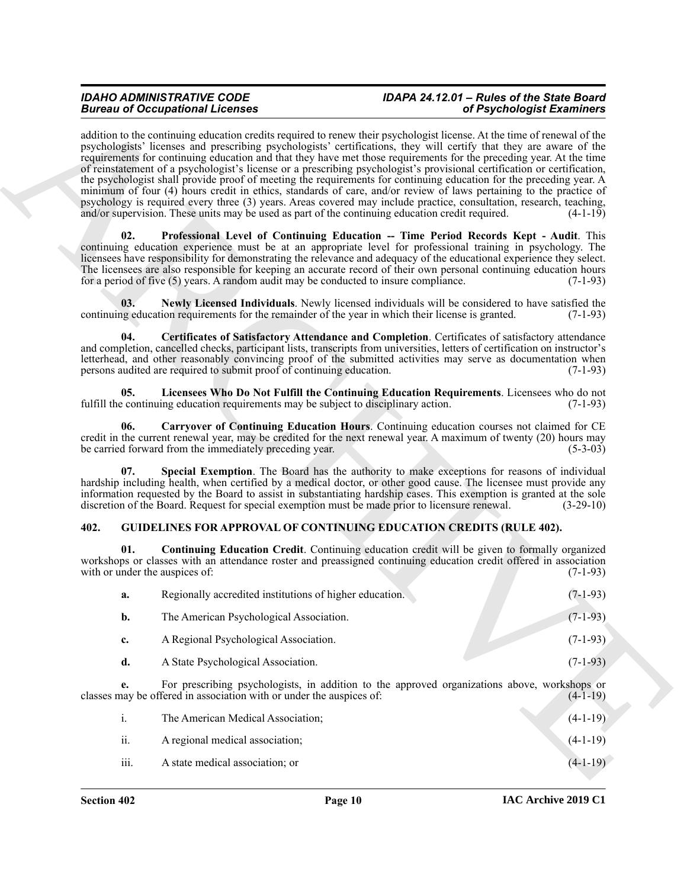addition to the continuing education credits required to renew their psychologist license. At the time of renewal of the psychologists' licenses and prescribing psychologists' certifications, they will certify that they are aware of the requirements for continuing education and that they have met those requirements for the preceding year. At the time of reinstatement of a psychologist's license or a prescribing psychologist's provisional certification or certification, the psychologist shall provide proof of meeting the requirements for continuing education for the preceding year. A minimum of four (4) hours credit in ethics, standards of care, and/or review of laws pertaining to the practice of psychology is required every three (3) years. Areas covered may include practice, consultation, research, teaching, and/or supervision. These units may be used as part of the continuing education credit required. (4-1-19)

**02. Professional Level of Continuing Education -- Time Period Records Kept - Audit**. This continuing education experience must be at an appropriate level for professional training in psychology. The licensees have responsibility for demonstrating the relevance and adequacy of the educational experience they select. The licensees are also responsible for keeping an accurate record of their own personal continuing education hours for a period of five (5) years. A random audit may be conducted to insure compliance. (7-1-93)

**03. Newly Licensed Individuals**. Newly licensed individuals will be considered to have satisfied the continuing education requirements for the remainder of the year in which their license is granted. (7-1-93)

**04. Certificates of Satisfactory Attendance and Completion**. Certificates of satisfactory attendance and completion, cancelled checks, participant lists, transcripts from universities, letters of certification on instructor's letterhead, and other reasonably convincing proof of the submitted activities may serve as documentation when persons audited are required to submit proof of continuing education. (7-1-93)

**05. Licensees Who Do Not Fulfill the Continuing Education Requirements**. Licensees who do not fulfill the continuing education requirements may be subject to disciplinary action. (7-1-93)

**06. Carryover of Continuing Education Hours**. Continuing education courses not claimed for CE credit in the current renewal year, may be credited for the next renewal year. A maximum of twenty (20) hours may be carried forward from the immediately preceding year. (5-3-03)

**07. Special Exemption**. The Board has the authority to make exceptions for reasons of individual hardship including health, when certified by a medical doctor, or other good cause. The licensee must provide any information requested by the Board to assist in substantiating hardship cases. This exemption is granted at the sole discretion of the Board. Request for special exemption must be made prior to licensure renewal. (3-29-10)

## 402. GUIDELINES FOR APPROVAL OF CONTINUING EDUCATION CREDITS (RULE 402).

**01. Continuing Education Credit**. Continuing education credit will be given to formally organized workshops or classes with an attendance roster and preassigned continuing education credit offered in association with or under the auspices of: (7-1-93)

**a.** Regionally accredited institutions of higher education. (7-1-93)

**b.** The American Psychological Association. (7-1-93)

**c.** A Regional Psychological Association. (7-1-93)

**d.** A State Psychological Association. (7-1-93)

**e.** For prescribing psychologists, in addition to the approved organizations above, workshops or classes may be offered in association with or under the auspices of: (4-1-19)

i. The American Medical Association; (4-1-19)

ii. A regional medical association; (4-1-19)

iii. A state medical association; or (4-1-19)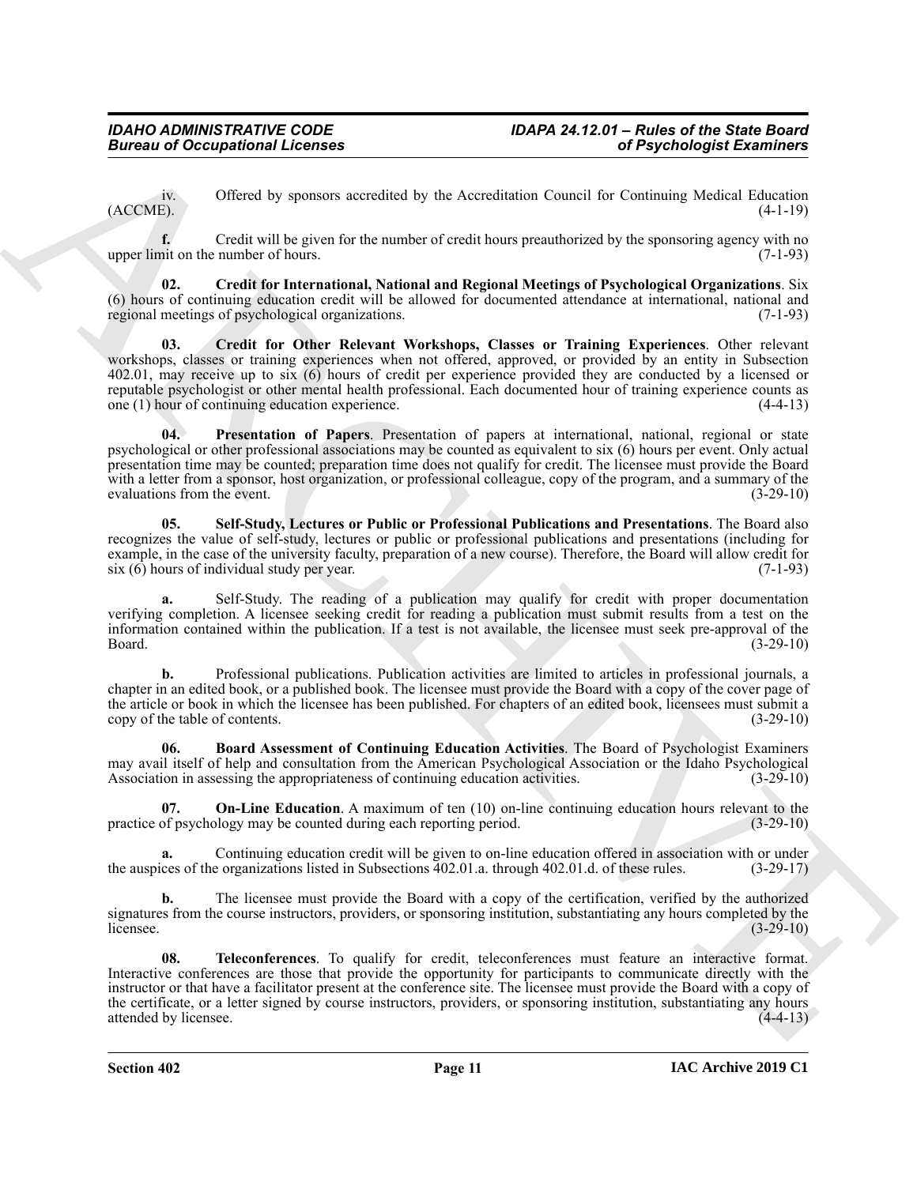iv. Offered by sponsors accredited by the Accreditation Council for Continuing Medical Education (ACCME). (4-1-19)

**f.** Credit will be given for the number of credit hours preauthorized by the sponsoring agency with no upper limit on the number of hours. (7-1-93)

**02. Credit for International, National and Regional Meetings of Psychological Organizations**. Six (6) hours of continuing education credit will be allowed for documented attendance at international, national and regional meetings of psychological organizations. (7-1-93)

**03. Credit for Other Relevant Workshops, Classes or Training Experiences**. Other relevant workshops, classes or training experiences when not offered, approved, or provided by an entity in Subsection 402.01, may receive up to six (6) hours of credit per experience provided they are conducted by a licensed or reputable psychologist or other mental health professional. Each documented hour of training experience counts as one (1) hour of continuing education experience. (4-4-13)

**04. Presentation of Papers**. Presentation of papers at international, national, regional or state psychological or other professional associations may be counted as equivalent to six (6) hours per event. Only actual presentation time may be counted; preparation time does not qualify for credit. The licensee must provide the Board with a letter from a sponsor, host organization, or professional colleague, copy of the program, and a summary of the evaluations from the event. (3-29-10)

**05. Self-Study, Lectures or Public or Professional Publications and Presentations**. The Board also recognizes the value of self-study, lectures or public or professional publications and presentations (including for example, in the case of the university faculty, preparation of a new course). Therefore, the Board will allow credit for six (6) hours of individual study per year. (7-1-93)

**a.** Self-Study. The reading of a publication may qualify for credit with proper documentation verifying completion. A licensee seeking credit for reading a publication must submit results from a test on the information contained within the publication. If a test is not available, the licensee must seek pre-approval of the Board. (3-29-10)

**b.** Professional publications. Publication activities are limited to articles in professional journals, a chapter in an edited book, or a published book. The licensee must provide the Board with a copy of the cover page of the article or book in which the licensee has been published. For chapters of an edited book, licensees must submit a copy of the table of contents. (3-29-10)

**06. Board Assessment of Continuing Education Activities**. The Board of Psychologist Examiners may avail itself of help and consultation from the American Psychological Association or the Idaho Psychological Association in assessing the appropriateness of continuing education activities. (3-29-10)

**07. On-Line Education**. A maximum of ten (10) on-line continuing education hours relevant to the practice of psychology may be counted during each reporting period. (3-29-10)

**a.** Continuing education credit will be given to on-line education offered in association with or under the auspices of the organizations listed in Subsections 402.01.a. through 402.01.d. of these rules. (3-29-17)

**b.** The licensee must provide the Board with a copy of the certification, verified by the authorized signatures from the course instructors, providers, or sponsoring institution, substantiating any hours completed by the licensee. (3-29-10)

**08. Teleconferences**. To qualify for credit, teleconferences must feature an interactive format. Interactive conferences are those that provide the opportunity for participants to communicate directly with the instructor or that have a facilitator present at the conference site. The licensee must provide the Board with a copy of the certificate, or a letter signed by course instructors, providers, or sponsoring institution, substantiating any hours attended by licensee. (4-4-13)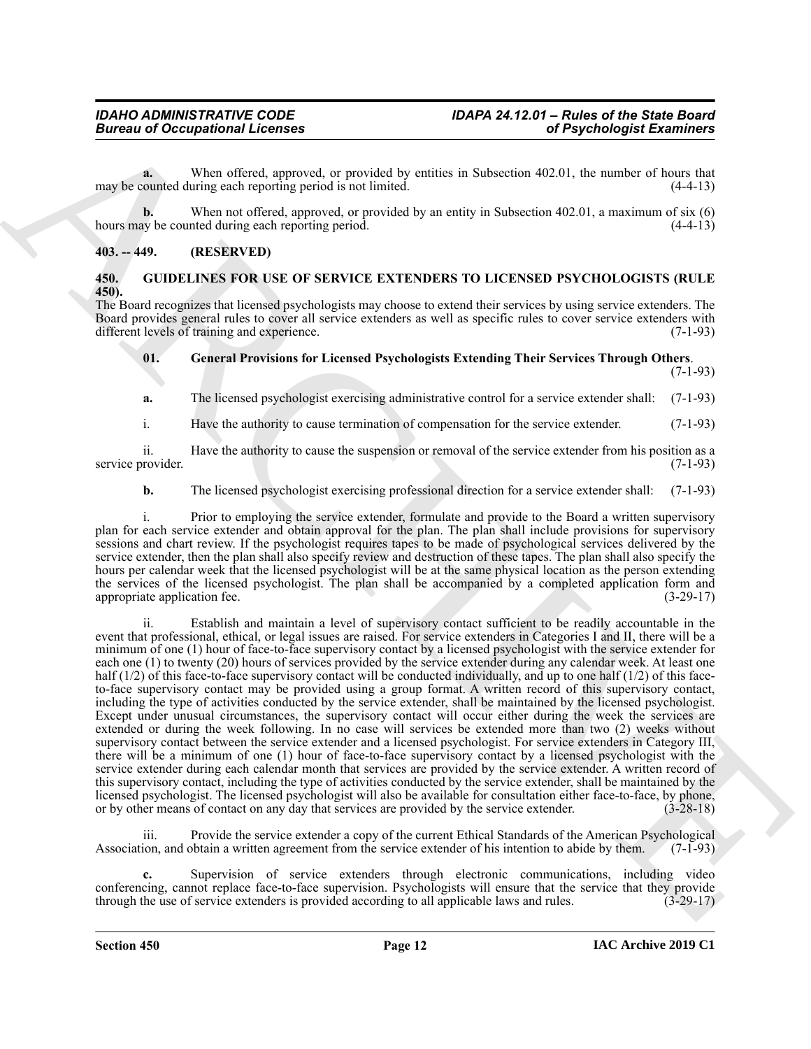**a.** When offered, approved, or provided by entities in Subsection 402.01, the number of hours that may be counted during each reporting period is not limited. (4-4-13)

**b.** When not offered, approved, or provided by an entity in Subsection 402.01, a maximum of six (6) hours may be counted during each reporting period. (4-4-13)

## 403. -- 449. (RESERVED)

## 450. GUIDELINES FOR USE OF SERVICE EXTENDERS TO LICENSED PSYCHOLOGISTS (RULE 450).

The Board recognizes that licensed psychologists may choose to extend their services by using service extenders. The Board provides general rules to cover all service extenders as well as specific rules to cover service extenders with different levels of training and experience. (7-1-93)

**01. General Provisions for Licensed Psychologists Extending Their Services Through Others**. (7-1-93)

**a.** The licensed psychologist exercising administrative control for a service extender shall: (7-1-93)

i. Have the authority to cause termination of compensation for the service extender. (7-1-93)

ii. Have the authority to cause the suspension or removal of the service extender from his position as a service provider. (7-1-93)

**b.** The licensed psychologist exercising professional direction for a service extender shall: (7-1-93)

i. Prior to employing the service extender, formulate and provide to the Board a written supervisory plan for each service extender and obtain approval for the plan. The plan shall include provisions for supervisory sessions and chart review. If the psychologist requires tapes to be made of psychological services delivered by the service extender, then the plan shall also specify review and destruction of these tapes. The plan shall also specify the hours per calendar week that the licensed psychologist will be at the same physical location as the person extending the services of the licensed psychologist. The plan shall be accompanied by a completed application form and appropriate application fee. (3-29-17)

ii. Establish and maintain a level of supervisory contact sufficient to be readily accountable in the event that professional, ethical, or legal issues are raised. For service extenders in Categories I and II, there will be a minimum of one (1) hour of face-to-face supervisory contact by a licensed psychologist with the service extender for each one (1) to twenty (20) hours of services provided by the service extender during any calendar week. At least one half (1/2) of this face-to-face supervisory contact will be conducted individually, and up to one half (1/2) of this face-to-face supervisory contact may be provided using a group format. A written record of this supervisory contact, including the type of activities conducted by the service extender, shall be maintained by the licensed psychologist. Except under unusual circumstances, the supervisory contact will occur either during the week the services are extended or during the week following. In no case will services be extended more than two (2) weeks without supervisory contact between the service extender and a licensed psychologist. For service extenders in Category III, there will be a minimum of one (1) hour of face-to-face supervisory contact by a licensed psychologist with the service extender during each calendar month that services are provided by the service extender. A written record of this supervisory contact, including the type of activities conducted by the service extender, shall be maintained by the licensed psychologist. The licensed psychologist will also be available for consultation either face-to-face, by phone, or by other means of contact on any day that services are provided by the service extender. (3-28-18)

iii. Provide the service extender a copy of the current Ethical Standards of the American Psychological Association, and obtain a written agreement from the service extender of his intention to abide by them. (7-1-93)

**c.** Supervision of service extenders through electronic communications, including video conferencing, cannot replace face-to-face supervision. Psychologists will ensure that the service that they provide through the use of service extenders is provided according to all applicable laws and rules. (3-29-17)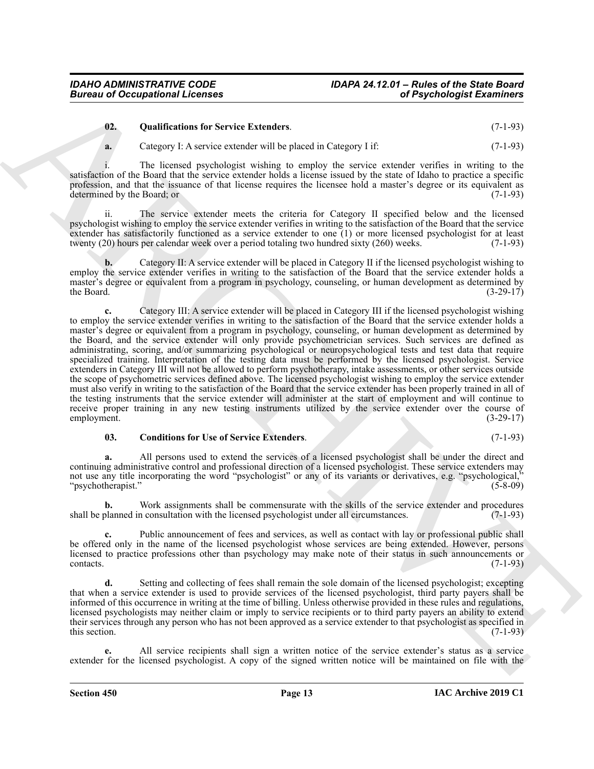**02. Qualifications for Service Extenders**. (7-1-93)

**a.** Category I: A service extender will be placed in Category I if: (7-1-93)

i. The licensed psychologist wishing to employ the service extender verifies in writing to the satisfaction of the Board that the service extender holds a license issued by the state of Idaho to practice a specific profession, and that the issuance of that license requires the licensee hold a master's degree or its equivalent as determined by the Board; or (7-1-93)

ii. The service extender meets the criteria for Category II specified below and the licensed psychologist wishing to employ the service extender verifies in writing to the satisfaction of the Board that the service extender has satisfactorily functioned as a service extender to one (1) or more licensed psychologist for at least twenty (20) hours per calendar week over a period totaling two hundred sixty (260) weeks. (7-1-93)

**b.** Category II: A service extender will be placed in Category II if the licensed psychologist wishing to employ the service extender verifies in writing to the satisfaction of the Board that the service extender holds a master's degree or equivalent from a program in psychology, counseling, or human development as determined by the Board. (3-29-17)

**c.** Category III: A service extender will be placed in Category III if the licensed psychologist wishing to employ the service extender verifies in writing to the satisfaction of the Board that the service extender holds a master's degree or equivalent from a program in psychology, counseling, or human development as determined by the Board, and the service extender will only provide psychometrician services. Such services are defined as administrating, scoring, and/or summarizing psychological or neuropsychological tests and test data that require specialized training. Interpretation of the testing data must be performed by the licensed psychologist. Service extenders in Category III will not be allowed to perform psychotherapy, intake assessments, or other services outside the scope of psychometric services defined above. The licensed psychologist wishing to employ the service extender must also verify in writing to the satisfaction of the Board that the service extender has been properly trained in all of the testing instruments that the service extender will administer at the start of employment and will continue to receive proper training in any new testing instruments utilized by the service extender over the course of employment. (3-29-17)

**03. Conditions for Use of Service Extenders**. (7-1-93)

**a.** All persons used to extend the services of a licensed psychologist shall be under the direct and continuing administrative control and professional direction of a licensed psychologist. These service extenders may not use any title incorporating the word "psychologist" or any of its variants or derivatives, e.g. "psychological," "psychotherapist." (5-8-09)

**b.** Work assignments shall be commensurate with the skills of the service extender and procedures shall be planned in consultation with the licensed psychologist under all circumstances. (7-1-93)

**c.** Public announcement of fees and services, as well as contact with lay or professional public shall be offered only in the name of the licensed psychologist whose services are being extended. However, persons licensed to practice professions other than psychology may make note of their status in such announcements or contacts. (7-1-93)

**d.** Setting and collecting of fees shall remain the sole domain of the licensed psychologist; excepting that when a service extender is used to provide services of the licensed psychologist, third party payers shall be informed of this occurrence in writing at the time of billing. Unless otherwise provided in these rules and regulations, licensed psychologists may neither claim or imply to service recipients or to third party payers an ability to extend their services through any person who has not been approved as a service extender to that psychologist as specified in this section. (7-1-93)

**e.** All service recipients shall sign a written notice of the service extender's status as a service extender for the licensed psychologist. A copy of the signed written notice will be maintained on file with the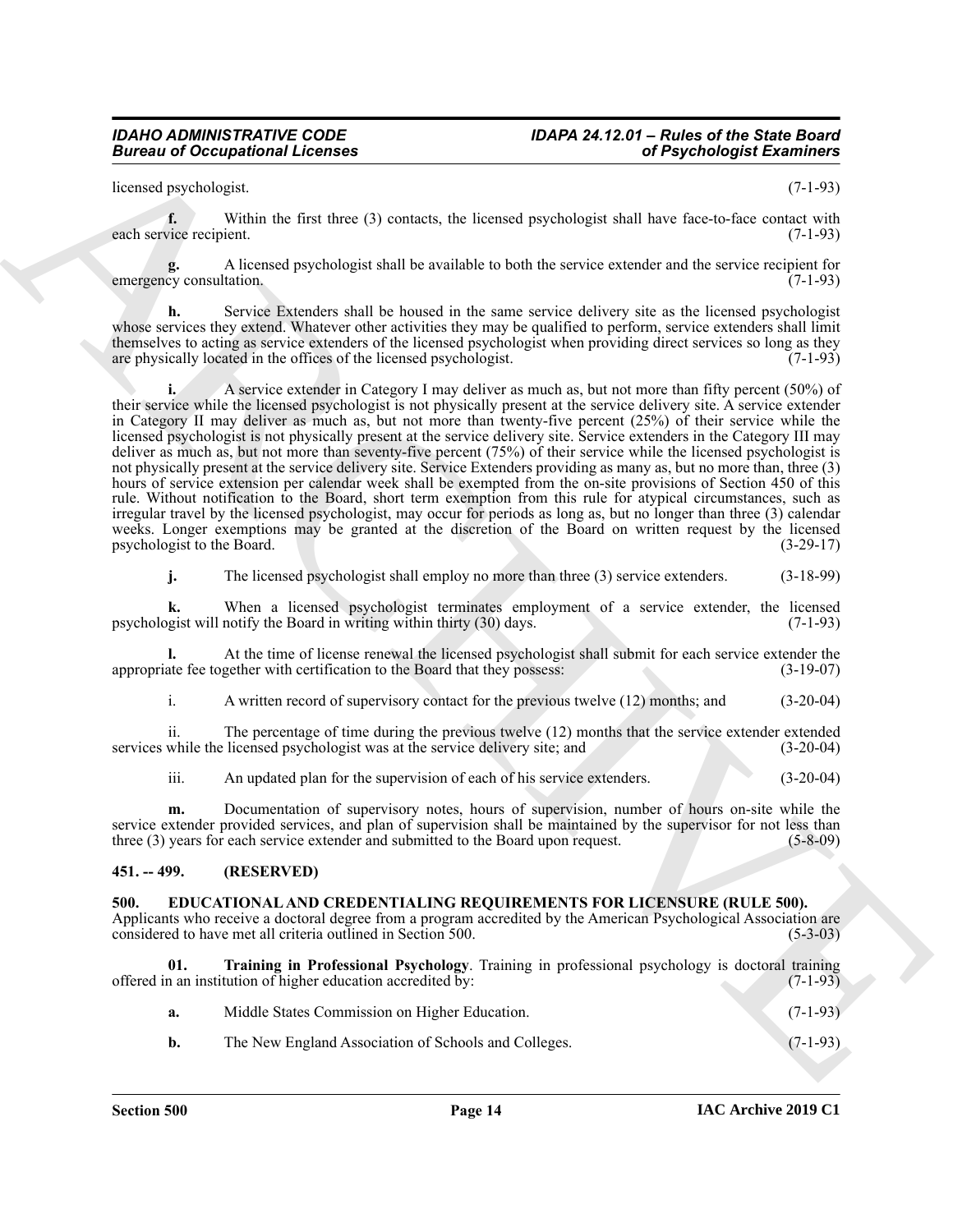licensed psychologist. (7-1-93)

**f.** Within the first three (3) contacts, the licensed psychologist shall have face-to-face contact with each service recipient. (7-1-93)

**g.** A licensed psychologist shall be available to both the service extender and the service recipient for emergency consultation. (7-1-93)

**h.** Service Extenders shall be housed in the same service delivery site as the licensed psychologist whose services they extend. Whatever other activities they may be qualified to perform, service extenders shall limit themselves to acting as service extenders of the licensed psychologist when providing direct services so long as they are physically located in the offices of the licensed psychologist. (7-1-93)

**i.** A service extender in Category I may deliver as much as, but not more than fifty percent (50%) of their service while the licensed psychologist is not physically present at the service delivery site. A service extender in Category II may deliver as much as, but not more than twenty-five percent (25%) of their service while the licensed psychologist is not physically present at the service delivery site. Service extenders in the Category III may deliver as much as, but not more than seventy-five percent (75%) of their service while the licensed psychologist is not physically present at the service delivery site. Service Extenders providing as many as, but no more than, three (3) hours of service extension per calendar week shall be exempted from the on-site provisions of Section 450 of this rule. Without notification to the Board, short term exemption from this rule for atypical circumstances, such as irregular travel by the licensed psychologist, may occur for periods as long as, but no longer than three (3) calendar weeks. Longer exemptions may be granted at the discretion of the Board on written request by the licensed psychologist to the Board. (3-29-17)

**j.** The licensed psychologist shall employ no more than three (3) service extenders. (3-18-99)

**k.** When a licensed psychologist terminates employment of a service extender, the licensed psychologist will notify the Board in writing within thirty (30) days. (7-1-93)

**l.** At the time of license renewal the licensed psychologist shall submit for each service extender the appropriate fee together with certification to the Board that they possess: (3-19-07)

i. A written record of supervisory contact for the previous twelve (12) months; and (3-20-04)

ii. The percentage of time during the previous twelve (12) months that the service extender extended services while the licensed psychologist was at the service delivery site; and (3-20-04)

iii. An updated plan for the supervision of each of his service extenders. (3-20-04)

**m.** Documentation of supervisory notes, hours of supervision, number of hours on-site while the service extender provided services, and plan of supervision shall be maintained by the supervisor for not less than three (3) years for each service extender and submitted to the Board upon request. (5-8-09)

## 451. -- 499. (RESERVED)

## 500. EDUCATIONAL AND CREDENTIALING REQUIREMENTS FOR LICENSURE (RULE 500).

Applicants who receive a doctoral degree from a program accredited by the American Psychological Association are considered to have met all criteria outlined in Section 500. (5-3-03)

**01. Training in Professional Psychology**. Training in professional psychology is doctoral training offered in an institution of higher education accredited by: (7-1-93)

**a.** Middle States Commission on Higher Education. (7-1-93)

**b.** The New England Association of Schools and Colleges. (7-1-93)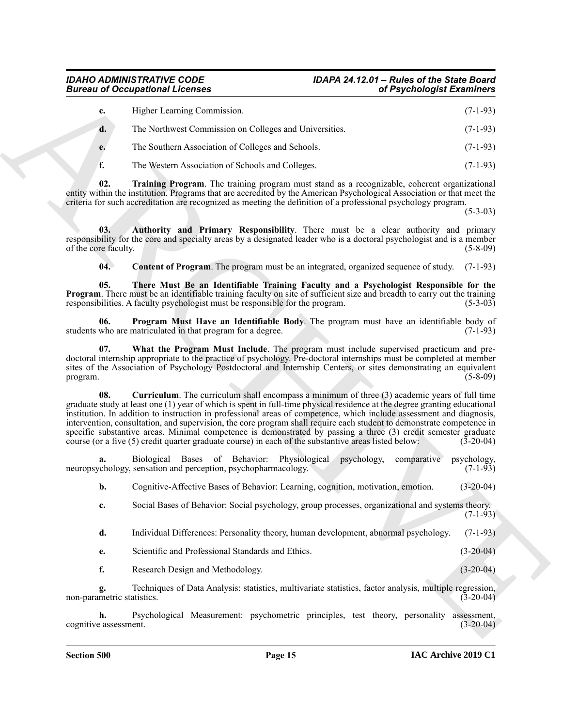**c.** Higher Learning Commission. (7-1-93)

**d.** The Northwest Commission on Colleges and Universities. (7-1-93)

**e.** The Southern Association of Colleges and Schools. (7-1-93)

**f.** The Western Association of Schools and Colleges. (7-1-93)

**02. Training Program**. The training program must stand as a recognizable, coherent organizational entity within the institution. Programs that are accredited by the American Psychological Association or that meet the criteria for such accreditation are recognized as meeting the definition of a professional psychology program. (5-3-03)

**03. Authority and Primary Responsibility**. There must be a clear authority and primary responsibility for the core and specialty areas by a designated leader who is a doctoral psychologist and is a member of the core faculty. (5-8-09)

**04. Content of Program**. The program must be an integrated, organized sequence of study. (7-1-93)

**05. There Must Be an Identifiable Training Faculty and a Psychologist Responsible for the Program**. There must be an identifiable training faculty on site of sufficient size and breadth to carry out the training responsibilities. A faculty psychologist must be responsible for the program. (5-3-03)

**06. Program Must Have an Identifiable Body**. The program must have an identifiable body of students who are matriculated in that program for a degree. (7-1-93)

**07. What the Program Must Include**. The program must include supervised practicum and pre-doctoral internship appropriate to the practice of psychology. Pre-doctoral internships must be completed at member sites of the Association of Psychology Postdoctoral and Internship Centers, or sites demonstrating an equivalent program. (5-8-09)

**08. Curriculum**. The curriculum shall encompass a minimum of three (3) academic years of full time graduate study at least one (1) year of which is spent in full-time physical residence at the degree granting educational institution. In addition to instruction in professional areas of competence, which include assessment and diagnosis, intervention, consultation, and supervision, the core program shall require each student to demonstrate competence in specific substantive areas. Minimal competence is demonstrated by passing a three (3) credit semester graduate course (or a five (5) credit quarter graduate course) in each of the substantive areas listed below: (3-20-04)

**a.** Biological Bases of Behavior: Physiological psychology, comparative psychology, neuropsychology, sensation and perception, psychopharmacology. (7-1-93)

**b.** Cognitive-Affective Bases of Behavior: Learning, cognition, motivation, emotion. (3-20-04)

**c.** Social Bases of Behavior: Social psychology, group processes, organizational and systems theory. (7-1-93)

**d.** Individual Differences: Personality theory, human development, abnormal psychology. (7-1-93)

**e.** Scientific and Professional Standards and Ethics. (3-20-04)

**f.** Research Design and Methodology. (3-20-04)

**g.** Techniques of Data Analysis: statistics, multivariate statistics, factor analysis, multiple regression, non-parametric statistics. (3-20-04)

**h.** Psychological Measurement: psychometric principles, test theory, personality assessment, cognitive assessment. (3-20-04)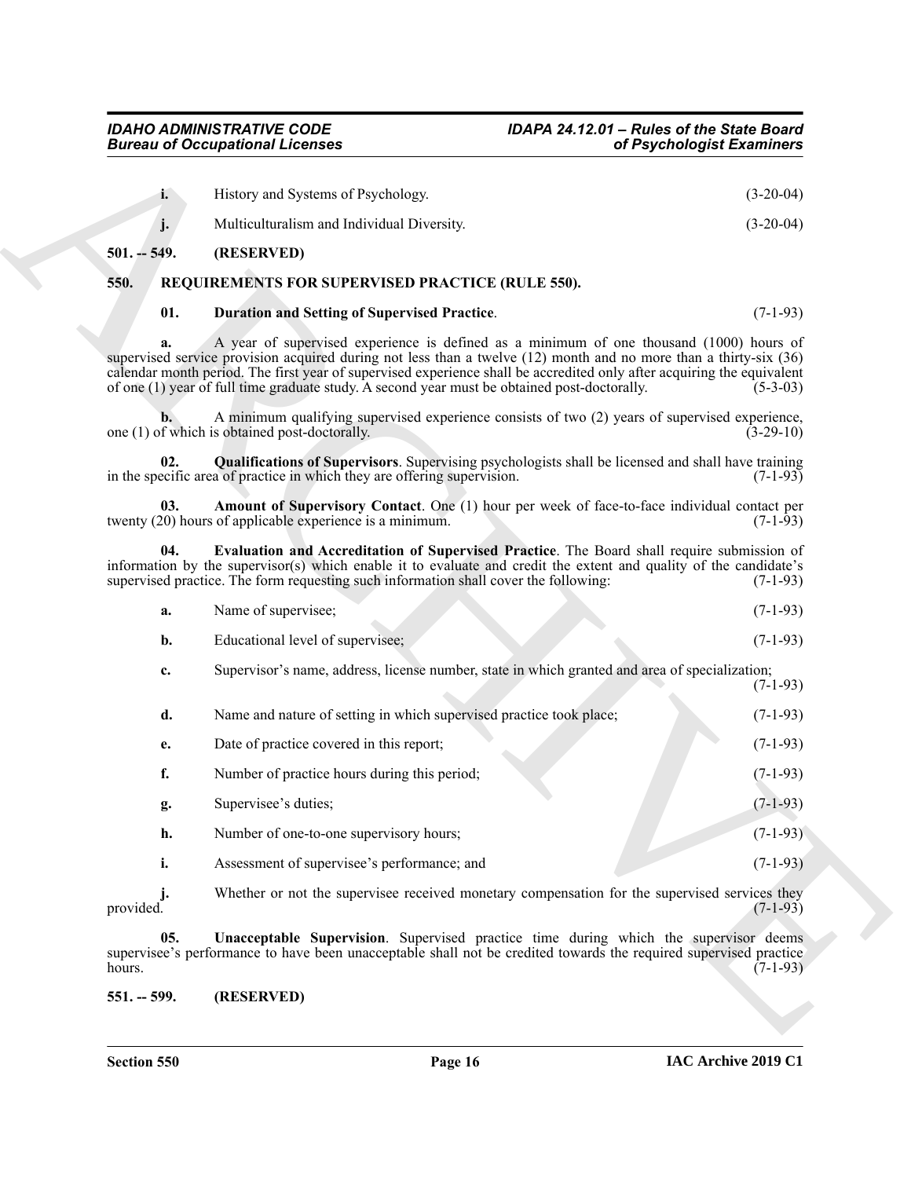**i.** History and Systems of Psychology. (3-20-04)

**j.** Multiculturalism and Individual Diversity. (3-20-04)

## 501. -- 549. (RESERVED)

## 550. REQUIREMENTS FOR SUPERVISED PRACTICE (RULE 550).

**01. Duration and Setting of Supervised Practice**. (7-1-93)

**a.** A year of supervised experience is defined as a minimum of one thousand (1000) hours of supervised service provision acquired during not less than a twelve (12) month and no more than a thirty-six (36) calendar month period. The first year of supervised experience shall be accredited only after acquiring the equivalent of one (1) year of full time graduate study. A second year must be obtained post-doctorally. (5-3-03)

**b.** A minimum qualifying supervised experience consists of two (2) years of supervised experience, one (1) of which is obtained post-doctorally. (3-29-10)

**02. Qualifications of Supervisors**. Supervising psychologists shall be licensed and shall have training in the specific area of practice in which they are offering supervision. (7-1-93)

**03. Amount of Supervisory Contact**. One (1) hour per week of face-to-face individual contact per twenty (20) hours of applicable experience is a minimum. (7-1-93)

**04. Evaluation and Accreditation of Supervised Practice**. The Board shall require submission of information by the supervisor(s) which enable it to evaluate and credit the extent and quality of the candidate's supervised practice. The form requesting such information shall cover the following: (7-1-93)

**a.** Name of supervisee; (7-1-93)

**b.** Educational level of supervisee; (7-1-93)

**c.** Supervisor's name, address, license number, state in which granted and area of specialization; (7-1-93)

**d.** Name and nature of setting in which supervised practice took place; (7-1-93)

**e.** Date of practice covered in this report; (7-1-93)

**f.** Number of practice hours during this period; (7-1-93)

**g.** Supervisee's duties; (7-1-93)

**h.** Number of one-to-one supervisory hours; (7-1-93)

**i.** Assessment of supervisee's performance; and (7-1-93)

**j.** Whether or not the supervisee received monetary compensation for the supervised services they provided. (7-1-93)

**05. Unacceptable Supervision**. Supervised practice time during which the supervisor deems supervisee's performance to have been unacceptable shall not be credited towards the required supervised practice hours. (7-1-93)

## 551. -- 599. (RESERVED)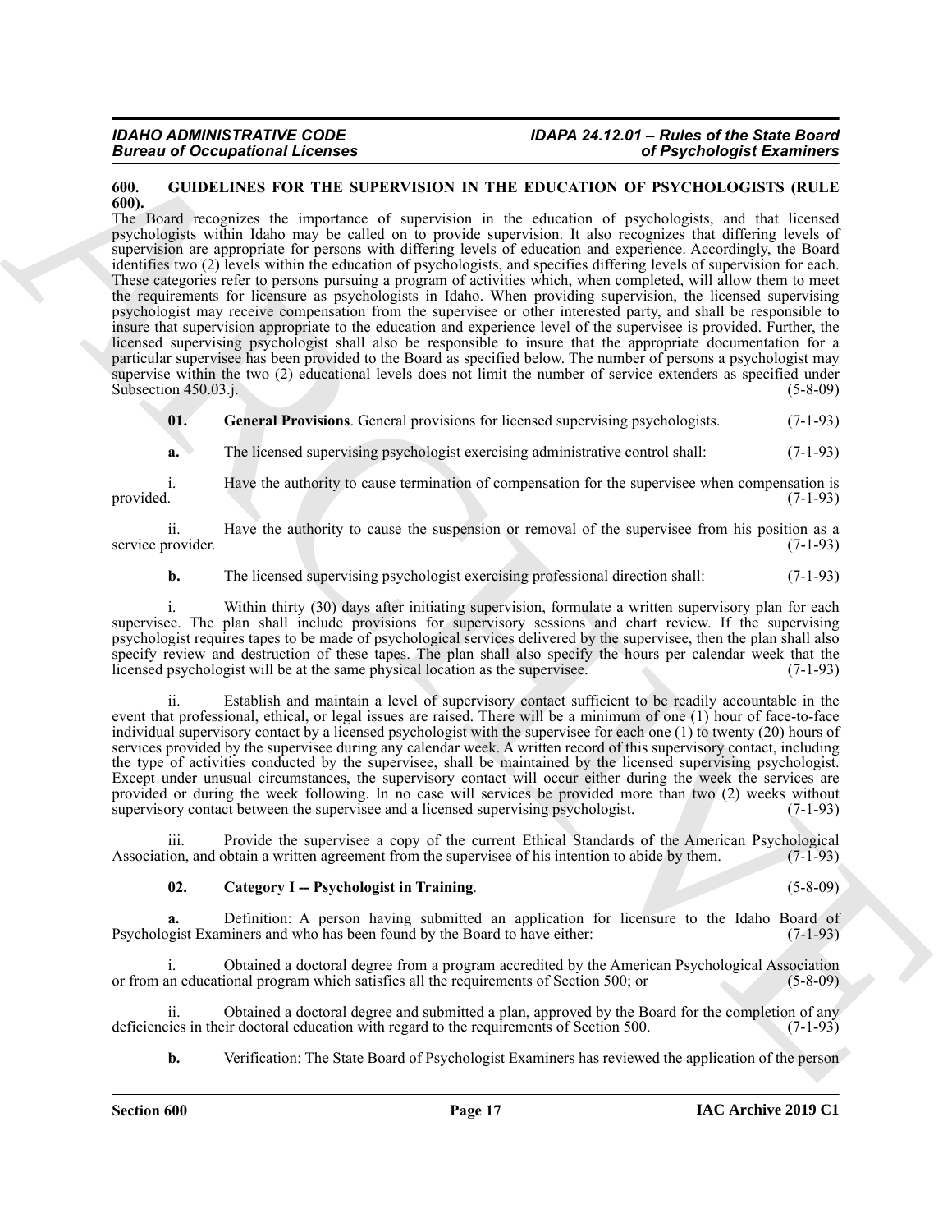### 600. GUIDELINES FOR THE SUPERVISION IN THE EDUCATION OF PSYCHOLOGISTS (RULE 600).

The Board recognizes the importance of supervision in the education of psychologists, and that licensed psychologists within Idaho may be called on to provide supervision. It also recognizes that differing levels of supervision are appropriate for persons with differing levels of education and experience. Accordingly, the Board identifies two (2) levels within the education of psychologists, and specifies differing levels of supervision for each. These categories refer to persons pursuing a program of activities which, when completed, will allow them to meet the requirements for licensure as psychologists in Idaho. When providing supervision, the licensed supervising psychologist may receive compensation from the supervisee or other interested party, and shall be responsible to insure that supervision appropriate to the education and experience level of the supervisee is provided. Further, the licensed supervising psychologist shall also be responsible to insure that the appropriate documentation for a particular supervisee has been provided to the Board as specified below. The number of persons a psychologist may supervise within the two (2) educational levels does not limit the number of service extenders as specified under Subsection 450.03.j. (5-8-09)

**01. General Provisions**. General provisions for licensed supervising psychologists. (7-1-93)

**a.** The licensed supervising psychologist exercising administrative control shall: (7-1-93)

i. Have the authority to cause termination of compensation for the supervisee when compensation is provided. (7-1-93)

ii. Have the authority to cause the suspension or removal of the supervisee from his position as a service provider. (7-1-93)

**b.** The licensed supervising psychologist exercising professional direction shall: (7-1-93)

i. Within thirty (30) days after initiating supervision, formulate a written supervisory plan for each supervisee. The plan shall include provisions for supervisory sessions and chart review. If the supervising psychologist requires tapes to be made of psychological services delivered by the supervisee, then the plan shall also specify review and destruction of these tapes. The plan shall also specify the hours per calendar week that the licensed psychologist will be at the same physical location as the supervisee. (7-1-93)

ii. Establish and maintain a level of supervisory contact sufficient to be readily accountable in the event that professional, ethical, or legal issues are raised. There will be a minimum of one (1) hour of face-to-face individual supervisory contact by a licensed psychologist with the supervisee for each one (1) to twenty (20) hours of services provided by the supervisee during any calendar week. A written record of this supervisory contact, including the type of activities conducted by the supervisee, shall be maintained by the licensed supervising psychologist. Except under unusual circumstances, the supervisory contact will occur either during the week the services are provided or during the week following. In no case will services be provided more than two (2) weeks without supervisory contact between the supervisee and a licensed supervising psychologist. (7-1-93)

iii. Provide the supervisee a copy of the current Ethical Standards of the American Psychological Association, and obtain a written agreement from the supervisee of his intention to abide by them. (7-1-93)

**02. Category I -- Psychologist in Training**. (5-8-09)

**a.** Definition: A person having submitted an application for licensure to the Idaho Board of Psychologist Examiners and who has been found by the Board to have either: (7-1-93)

i. Obtained a doctoral degree from a program accredited by the American Psychological Association or from an educational program which satisfies all the requirements of Section 500; or (5-8-09)

ii. Obtained a doctoral degree and submitted a plan, approved by the Board for the completion of any deficiencies in their doctoral education with regard to the requirements of Section 500. (7-1-93)

**b.** Verification: The State Board of Psychologist Examiners has reviewed the application of the person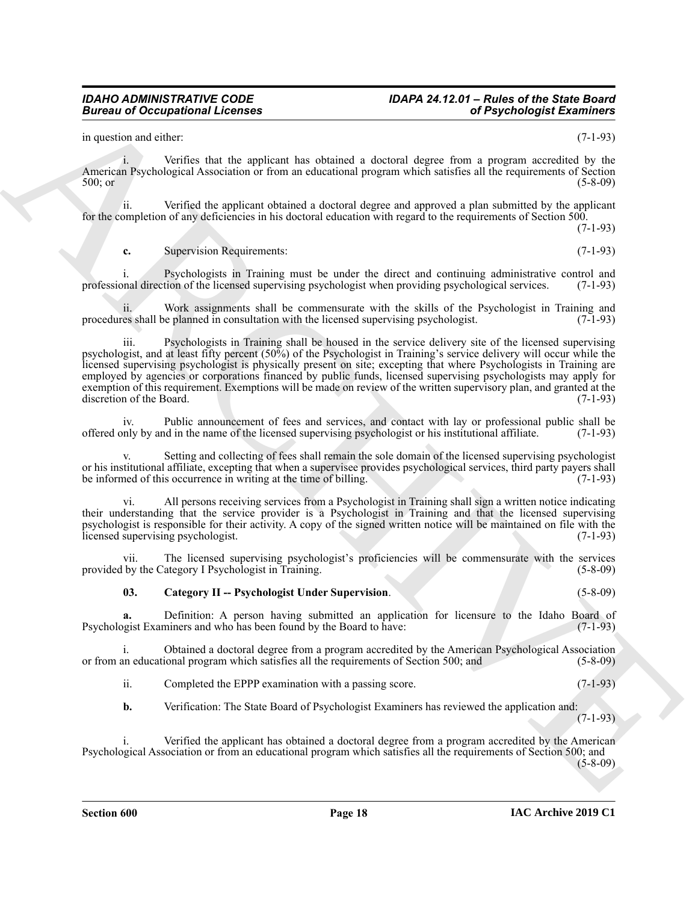in question and either: (7-1-93)

i. Verifies that the applicant has obtained a doctoral degree from a program accredited by the American Psychological Association or from an educational program which satisfies all the requirements of Section 500; or (5-8-09)

ii. Verified the applicant obtained a doctoral degree and approved a plan submitted by the applicant for the completion of any deficiencies in his doctoral education with regard to the requirements of Section 500. (7-1-93)

**c.** Supervision Requirements: (7-1-93)

i. Psychologists in Training must be under the direct and continuing administrative control and professional direction of the licensed supervising psychologist when providing psychological services. (7-1-93)

ii. Work assignments shall be commensurate with the skills of the Psychologist in Training and procedures shall be planned in consultation with the licensed supervising psychologist. (7-1-93)

iii. Psychologists in Training shall be housed in the service delivery site of the licensed supervising psychologist, and at least fifty percent (50%) of the Psychologist in Training's service delivery will occur while the licensed supervising psychologist is physically present on site; excepting that where Psychologists in Training are employed by agencies or corporations financed by public funds, licensed supervising psychologists may apply for exemption of this requirement. Exemptions will be made on review of the written supervisory plan, and granted at the discretion of the Board. (7-1-93)

iv. Public announcement of fees and services, and contact with lay or professional public shall be offered only by and in the name of the licensed supervising psychologist or his institutional affiliate. (7-1-93)

v. Setting and collecting of fees shall remain the sole domain of the licensed supervising psychologist or his institutional affiliate, excepting that when a supervisee provides psychological services, third party payers shall be informed of this occurrence in writing at the time of billing. (7-1-93)

vi. All persons receiving services from a Psychologist in Training shall sign a written notice indicating their understanding that the service provider is a Psychologist in Training and that the licensed supervising psychologist is responsible for their activity. A copy of the signed written notice will be maintained on file with the licensed supervising psychologist. (7-1-93)

vii. The licensed supervising psychologist's proficiencies will be commensurate with the services provided by the Category I Psychologist in Training. (5-8-09)

**03. Category II -- Psychologist Under Supervision**. (5-8-09)

**a.** Definition: A person having submitted an application for licensure to the Idaho Board of Psychologist Examiners and who has been found by the Board to have: (7-1-93)

i. Obtained a doctoral degree from a program accredited by the American Psychological Association or from an educational program which satisfies all the requirements of Section 500; and (5-8-09)

ii. Completed the EPPP examination with a passing score. (7-1-93)

**b.** Verification: The State Board of Psychologist Examiners has reviewed the application and: (7-1-93)

i. Verified the applicant has obtained a doctoral degree from a program accredited by the American Psychological Association or from an educational program which satisfies all the requirements of Section 500; and (5-8-09)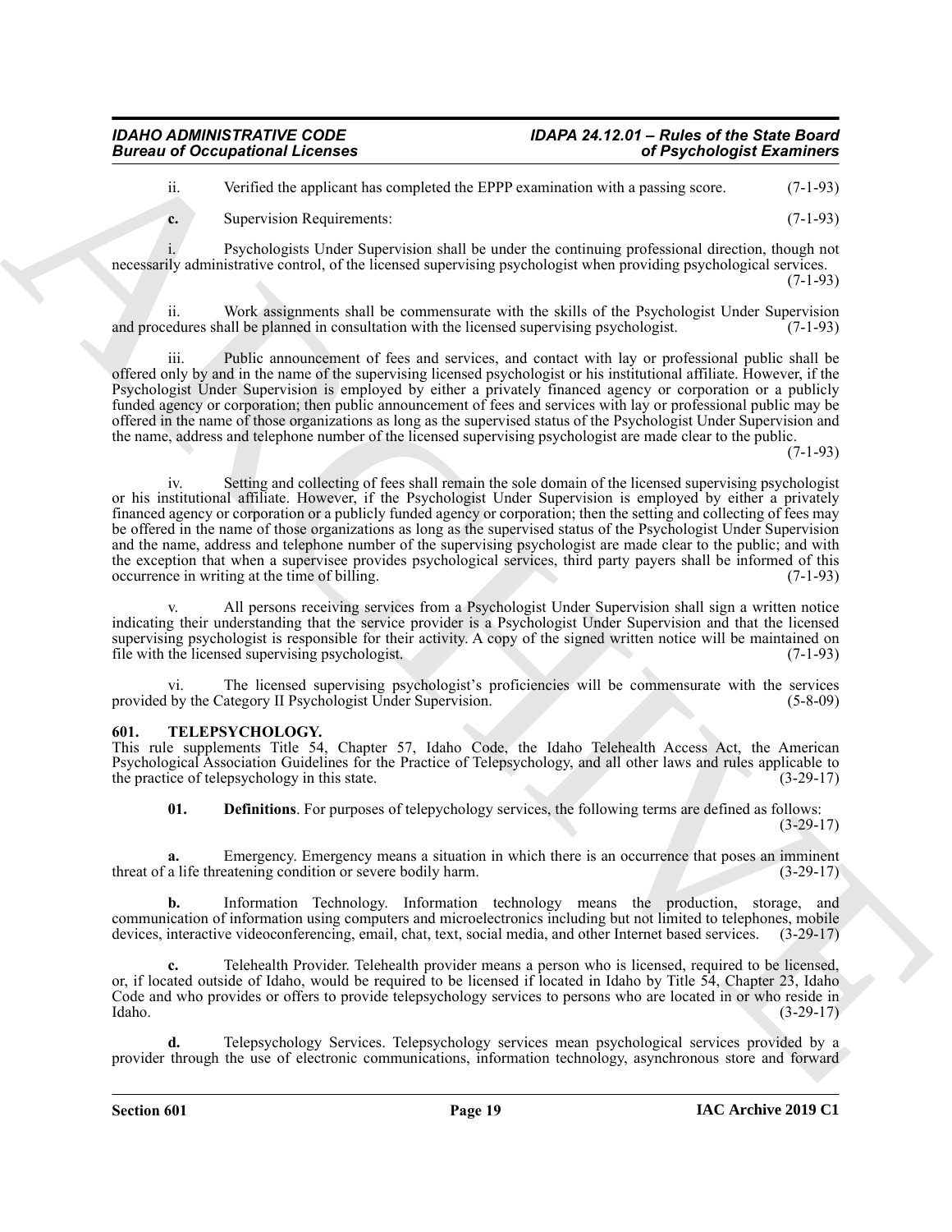ii. Verified the applicant has completed the EPPP examination with a passing score. (7-1-93)

**c.** Supervision Requirements: (7-1-93)

i. Psychologists Under Supervision shall be under the continuing professional direction, though not necessarily administrative control, of the licensed supervising psychologist when providing psychological services. (7-1-93)

ii. Work assignments shall be commensurate with the skills of the Psychologist Under Supervision and procedures shall be planned in consultation with the licensed supervising psychologist. (7-1-93)

iii. Public announcement of fees and services, and contact with lay or professional public shall be offered only by and in the name of the supervising licensed psychologist or his institutional affiliate. However, if the Psychologist Under Supervision is employed by either a privately financed agency or corporation or a publicly funded agency or corporation; then public announcement of fees and services with lay or professional public may be offered in the name of those organizations as long as the supervised status of the Psychologist Under Supervision and the name, address and telephone number of the licensed supervising psychologist are made clear to the public. (7-1-93)

iv. Setting and collecting of fees shall remain the sole domain of the licensed supervising psychologist or his institutional affiliate. However, if the Psychologist Under Supervision is employed by either a privately financed agency or corporation or a publicly funded agency or corporation; then the setting and collecting of fees may be offered in the name of those organizations as long as the supervised status of the Psychologist Under Supervision and the name, address and telephone number of the supervising psychologist are made clear to the public; and with the exception that when a supervisee provides psychological services, third party payers shall be informed of this occurrence in writing at the time of billing. (7-1-93)

v. All persons receiving services from a Psychologist Under Supervision shall sign a written notice indicating their understanding that the service provider is a Psychologist Under Supervision and that the licensed supervising psychologist is responsible for their activity. A copy of the signed written notice will be maintained on file with the licensed supervising psychologist. (7-1-93)

vi. The licensed supervising psychologist's proficiencies will be commensurate with the services provided by the Category II Psychologist Under Supervision. (5-8-09)

## 601. TELEPSYCHOLOGY.

This rule supplements Title 54, Chapter 57, Idaho Code, the Idaho Telehealth Access Act, the American Psychological Association Guidelines for the Practice of Telepsychology, and all other laws and rules applicable to the practice of telepsychology in this state. (3-29-17)

**01. Definitions**. For purposes of telepsychology services, the following terms are defined as follows: (3-29-17)

**a.** Emergency. Emergency means a situation in which there is an occurrence that poses an imminent threat of a life threatening condition or severe bodily harm. (3-29-17)

**b.** Information Technology. Information technology means the production, storage, and communication of information using computers and microelectronics including but not limited to telephones, mobile devices, interactive videoconferencing, email, chat, text, social media, and other Internet based services. (3-29-17)

**c.** Telehealth Provider. Telehealth provider means a person who is licensed, required to be licensed, or, if located outside of Idaho, would be required to be licensed if located in Idaho by Title 54, Chapter 23, Idaho Code and who provides or offers to provide telepsychology services to persons who are located in or who reside in Idaho. (3-29-17)

**d.** Telepsychology Services. Telepsychology services mean psychological services provided by a provider through the use of electronic communications, information technology, asynchronous store and forward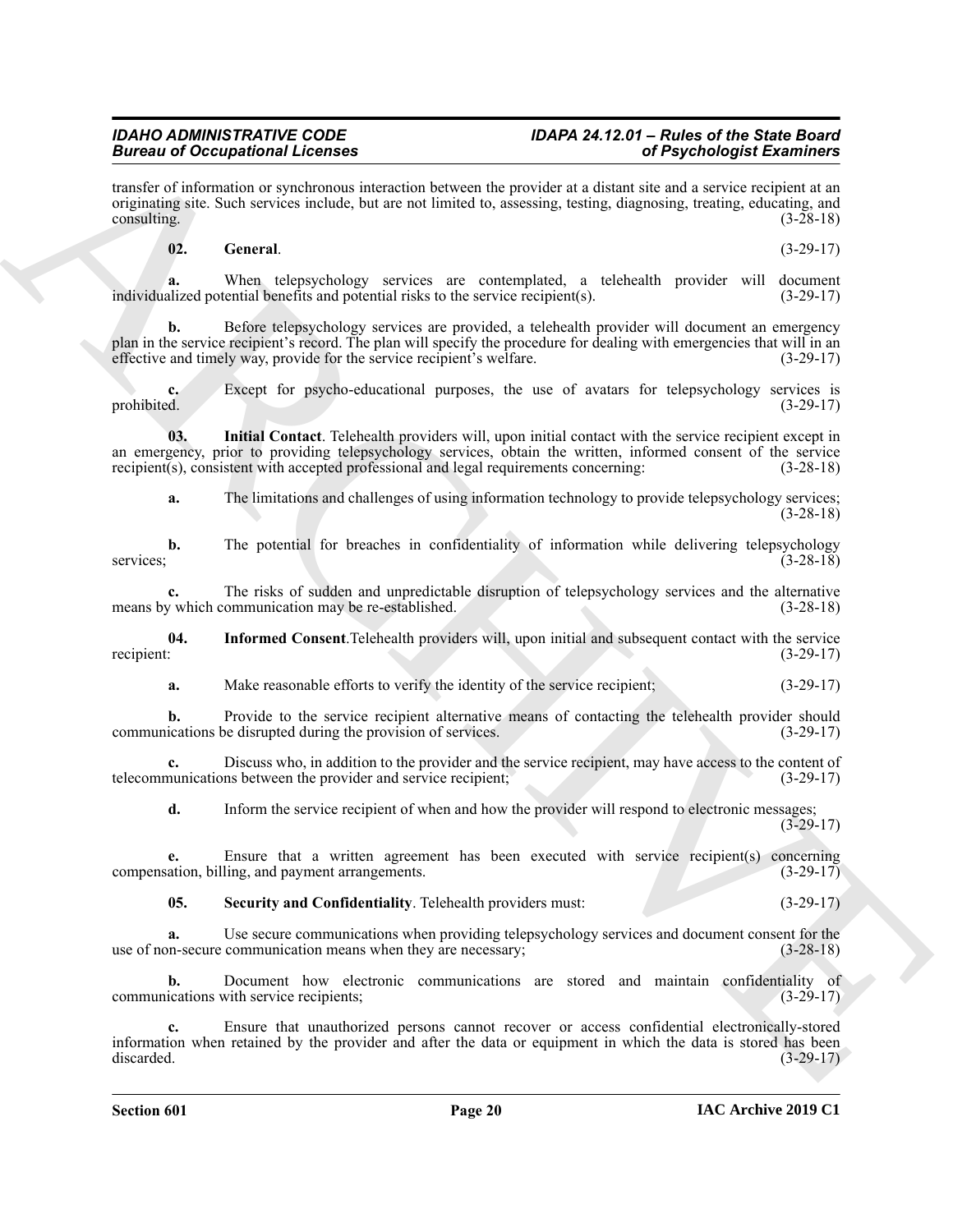transfer of information or synchronous interaction between the provider at a distant site and a service recipient at an originating site. Such services include, but are not limited to, assessing, testing, diagnosing, treating, educating, and consulting. (3-28-18)

**02. General**. (3-29-17)

**a.** When telepsychology services are contemplated, a telehealth provider will document individualized potential benefits and potential risks to the service recipient(s). (3-29-17)

**b.** Before telepsychology services are provided, a telehealth provider will document an emergency plan in the service recipient's record. The plan will specify the procedure for dealing with emergencies that will in an effective and timely way, provide for the service recipient's welfare. (3-29-17)

**c.** Except for psycho-educational purposes, the use of avatars for telepsychology services is prohibited. (3-29-17)

**03. Initial Contact**. Telehealth providers will, upon initial contact with the service recipient except in an emergency, prior to providing telepsychology services, obtain the written, informed consent of the service recipient(s), consistent with accepted professional and legal requirements concerning: (3-28-18)

**a.** The limitations and challenges of using information technology to provide telepsychology services; (3-28-18)

**b.** The potential for breaches in confidentiality of information while delivering telepsychology services; (3-28-18)

**c.** The risks of sudden and unpredictable disruption of telepsychology services and the alternative means by which communication may be re-established. (3-28-18)

**04. Informed Consent**.Telehealth providers will, upon initial and subsequent contact with the service recipient: (3-29-17)

**a.** Make reasonable efforts to verify the identity of the service recipient; (3-29-17)

**b.** Provide to the service recipient alternative means of contacting the telehealth provider should communications be disrupted during the provision of services. (3-29-17)

**c.** Discuss who, in addition to the provider and the service recipient, may have access to the content of telecommunications between the provider and service recipient; (3-29-17)

**d.** Inform the service recipient of when and how the provider will respond to electronic messages; (3-29-17)

**e.** Ensure that a written agreement has been executed with service recipient(s) concerning compensation, billing, and payment arrangements. (3-29-17)

**05. Security and Confidentiality**. Telehealth providers must: (3-29-17)

**a.** Use secure communications when providing telepsychology services and document consent for the use of non-secure communication means when they are necessary; (3-28-18)

**b.** Document how electronic communications are stored and maintain confidentiality of communications with service recipients; (3-29-17)

**c.** Ensure that unauthorized persons cannot recover or access confidential electronically-stored information when retained by the provider and after the data or equipment in which the data is stored has been discarded. (3-29-17)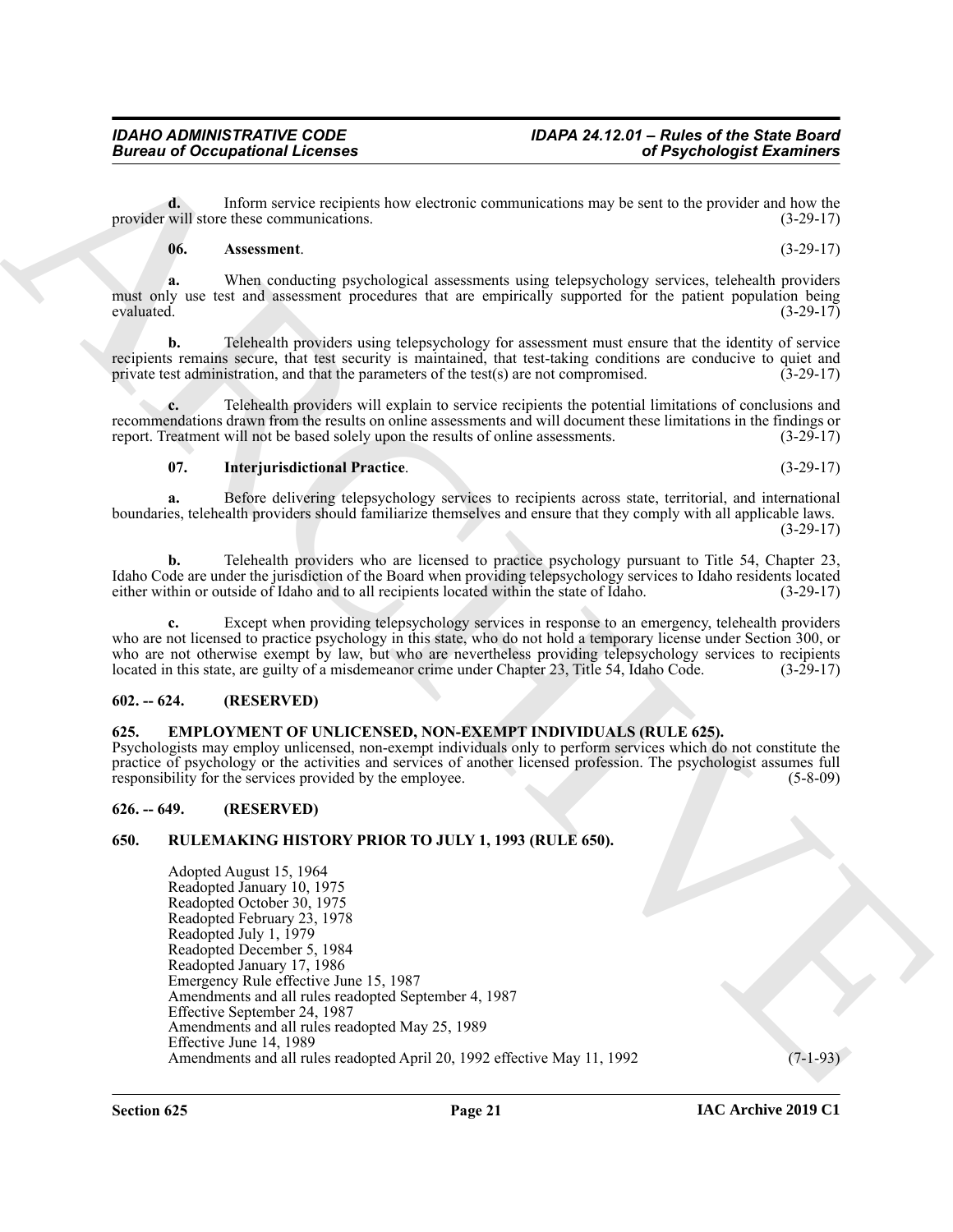**d.** Inform service recipients how electronic communications may be sent to the provider and how the provider will store these communications. (3-29-17)

**06. Assessment**. (3-29-17)

**a.** When conducting psychological assessments using telepsychology services, telehealth providers must only use test and assessment procedures that are empirically supported for the patient population being evaluated. (3-29-17)

**b.** Telehealth providers using telepsychology for assessment must ensure that the identity of service recipients remains secure, that test security is maintained, that test-taking conditions are conducive to quiet and private test administration, and that the parameters of the test(s) are not compromised. (3-29-17)

**c.** Telehealth providers will explain to service recipients the potential limitations of conclusions and recommendations drawn from the results on online assessments and will document these limitations in the findings or report. Treatment will not be based solely upon the results of online assessments. (3-29-17)

**07. Interjurisdictional Practice**. (3-29-17)

**a.** Before delivering telepsychology services to recipients across state, territorial, and international boundaries, telehealth providers should familiarize themselves and ensure that they comply with all applicable laws. (3-29-17)

**b.** Telehealth providers who are licensed to practice psychology pursuant to Title 54, Chapter 23, Idaho Code are under the jurisdiction of the Board when providing telepsychology services to Idaho residents located either within or outside of Idaho and to all recipients located within the state of Idaho. (3-29-17)

**c.** Except when providing telepsychology services in response to an emergency, telehealth providers who are not licensed to practice psychology in this state, who do not hold a temporary license under Section 300, or who are not otherwise exempt by law, but who are nevertheless providing telepsychology services to recipients located in this state, are guilty of a misdemeanor crime under Chapter 23, Title 54, Idaho Code. (3-29-17)

## 602. -- 624. (RESERVED)

## 625. EMPLOYMENT OF UNLICENSED, NON-EXEMPT INDIVIDUALS (RULE 625).

Psychologists may employ unlicensed, non-exempt individuals only to perform services which do not constitute the practice of psychology or the activities and services of another licensed profession. The psychologist assumes full responsibility for the services provided by the employee. (5-8-09)

## 626. -- 649. (RESERVED)

## 650. RULEMAKING HISTORY PRIOR TO JULY 1, 1993 (RULE 650).

Adopted August 15, 1964
Readopted January 10, 1975
Readopted October 30, 1975
Readopted February 23, 1978
Readopted July 1, 1979
Readopted December 5, 1984
Readopted January 17, 1986
Emergency Rule effective June 15, 1987
Amendments and all rules readopted September 4, 1987
Effective September 24, 1987
Amendments and all rules readopted May 25, 1989
Effective June 14, 1989
Amendments and all rules readopted April 20, 1992 effective May 11, 1992 (7-1-93)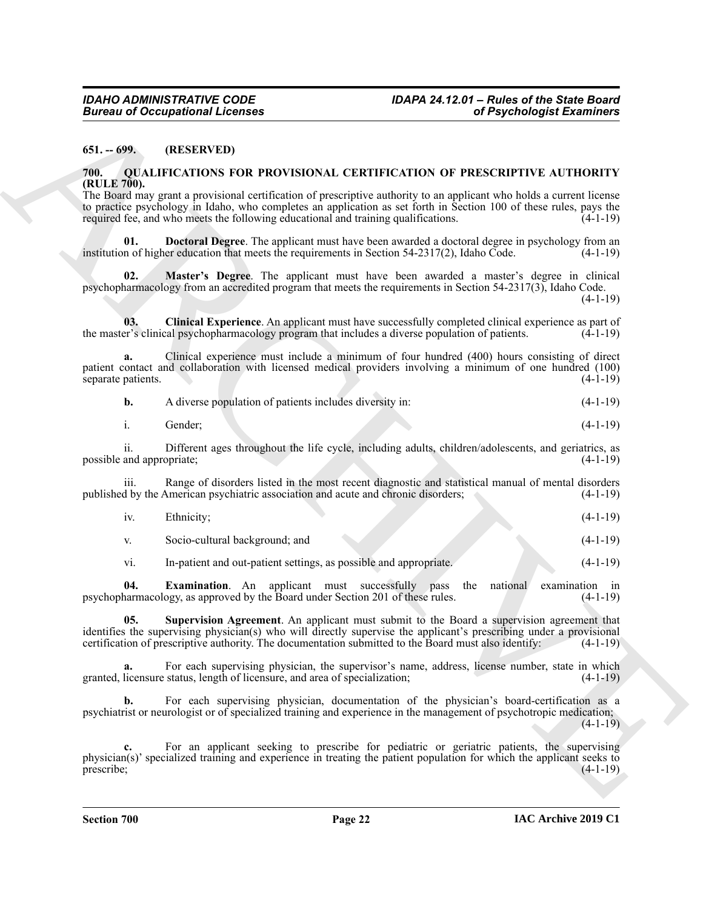**651. -- 699. (RESERVED)**

**700. QUALIFICATIONS FOR PROVISIONAL CERTIFICATION OF PRESCRIPTIVE AUTHORITY (RULE 700).**

The Board may grant a provisional certification of prescriptive authority to an applicant who holds a current license to practice psychology in Idaho, who completes an application as set forth in Section 100 of these rules, pays the required fee, and who meets the following educational and training qualifications. (4-1-19)

**01. Doctoral Degree**. The applicant must have been awarded a doctoral degree in psychology from an institution of higher education that meets the requirements in Section 54-2317(2), Idaho Code. (4-1-19)

**02. Master's Degree**. The applicant must have been awarded a master's degree in clinical psychopharmacology from an accredited program that meets the requirements in Section 54-2317(3), Idaho Code. (4-1-19)

**03. Clinical Experience**. An applicant must have successfully completed clinical experience as part of the master's clinical psychopharmacology program that includes a diverse population of patients. (4-1-19)

**a.** Clinical experience must include a minimum of four hundred (400) hours consisting of direct patient contact and collaboration with licensed medical providers involving a minimum of one hundred (100) separate patients. (4-1-19)

**b.** A diverse population of patients includes diversity in: (4-1-19)

i. Gender; (4-1-19)

ii. Different ages throughout the life cycle, including adults, children/adolescents, and geriatrics, as possible and appropriate; (4-1-19)

iii. Range of disorders listed in the most recent diagnostic and statistical manual of mental disorders published by the American psychiatric association and acute and chronic disorders; (4-1-19)

iv. Ethnicity; (4-1-19)

v. Socio-cultural background; and (4-1-19)

vi. In-patient and out-patient settings, as possible and appropriate. (4-1-19)

**04. Examination**. An applicant must successfully pass the national examination in psychopharmacology, as approved by the Board under Section 201 of these rules. (4-1-19)

**05. Supervision Agreement**. An applicant must submit to the Board a supervision agreement that identifies the supervising physician(s) who will directly supervise the applicant's prescribing under a provisional certification of prescriptive authority. The documentation submitted to the Board must also identify: (4-1-19)

**a.** For each supervising physician, the supervisor's name, address, license number, state in which granted, licensure status, length of licensure, and area of specialization; (4-1-19)

**b.** For each supervising physician, documentation of the physician's board-certification as a psychiatrist or neurologist or of specialized training and experience in the management of psychotropic medication; (4-1-19)

**c.** For an applicant seeking to prescribe for pediatric or geriatric patients, the supervising physician(s)' specialized training and experience in treating the patient population for which the applicant seeks to prescribe; (4-1-19)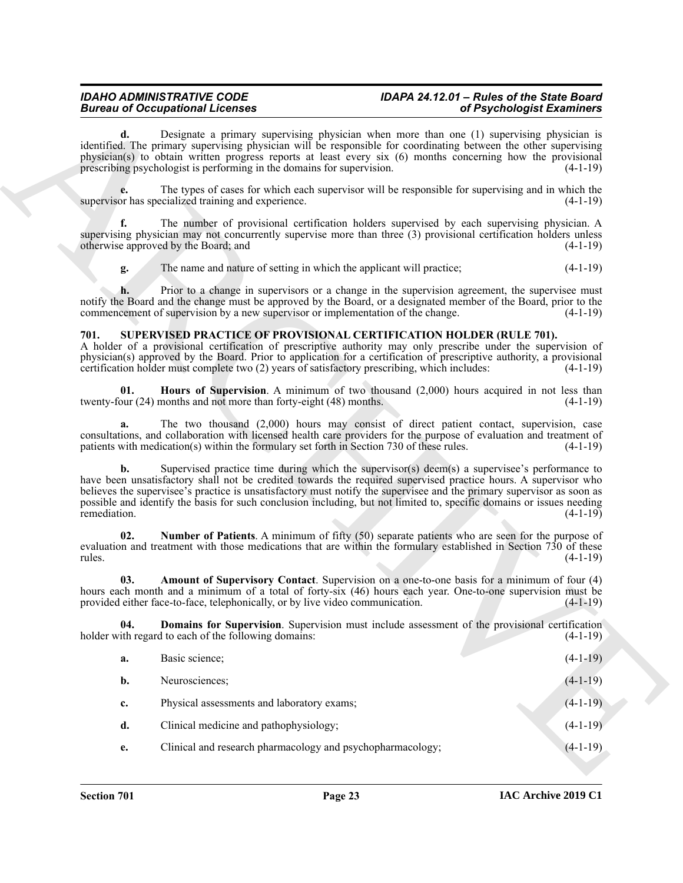**d.** Designate a primary supervising physician when more than one (1) supervising physician is identified. The primary supervising physician will be responsible for coordinating between the other supervising physician(s) to obtain written progress reports at least every six (6) months concerning how the provisional prescribing psychologist is performing in the domains for supervision. (4-1-19)

**e.** The types of cases for which each supervisor will be responsible for supervising and in which the supervisor has specialized training and experience. (4-1-19)

**f.** The number of provisional certification holders supervised by each supervising physician. A supervising physician may not concurrently supervise more than three (3) provisional certification holders unless otherwise approved by the Board; and (4-1-19)

**g.** The name and nature of setting in which the applicant will practice; (4-1-19)

**h.** Prior to a change in supervisors or a change in the supervision agreement, the supervisee must notify the Board and the change must be approved by the Board, or a designated member of the Board, prior to the commencement of supervision by a new supervisor or implementation of the change. (4-1-19)

## 701. SUPERVISED PRACTICE OF PROVISIONAL CERTIFICATION HOLDER (RULE 701).

A holder of a provisional certification of prescriptive authority may only prescribe under the supervision of physician(s) approved by the Board. Prior to application for a certification of prescriptive authority, a provisional certification holder must complete two (2) years of satisfactory prescribing, which includes: (4-1-19)

**01. Hours of Supervision**. A minimum of two thousand (2,000) hours acquired in not less than twenty-four (24) months and not more than forty-eight (48) months. (4-1-19)

**a.** The two thousand (2,000) hours may consist of direct patient contact, supervision, case consultations, and collaboration with licensed health care providers for the purpose of evaluation and treatment of patients with medication(s) within the formulary set forth in Section 730 of these rules. (4-1-19)

**b.** Supervised practice time during which the supervisor(s) deem(s) a supervisee's performance to have been unsatisfactory shall not be credited towards the required supervised practice hours. A supervisor who believes the supervisee's practice is unsatisfactory must notify the supervisee and the primary supervisor as soon as possible and identify the basis for such conclusion including, but not limited to, specific domains or issues needing remediation. (4-1-19)

**02. Number of Patients**. A minimum of fifty (50) separate patients who are seen for the purpose of evaluation and treatment with those medications that are within the formulary established in Section 730 of these rules. (4-1-19)

**03. Amount of Supervisory Contact**. Supervision on a one-to-one basis for a minimum of four (4) hours each month and a minimum of a total of forty-six (46) hours each year. One-to-one supervision must be provided either face-to-face, telephonically, or by live video communication. (4-1-19)

**04. Domains for Supervision**. Supervision must include assessment of the provisional certification holder with regard to each of the following domains: (4-1-19)

**a.** Basic science; (4-1-19)

**b.** Neurosciences; (4-1-19)

**c.** Physical assessments and laboratory exams; (4-1-19)

**d.** Clinical medicine and pathophysiology; (4-1-19)

**e.** Clinical and research pharmacology and psychopharmacology; (4-1-19)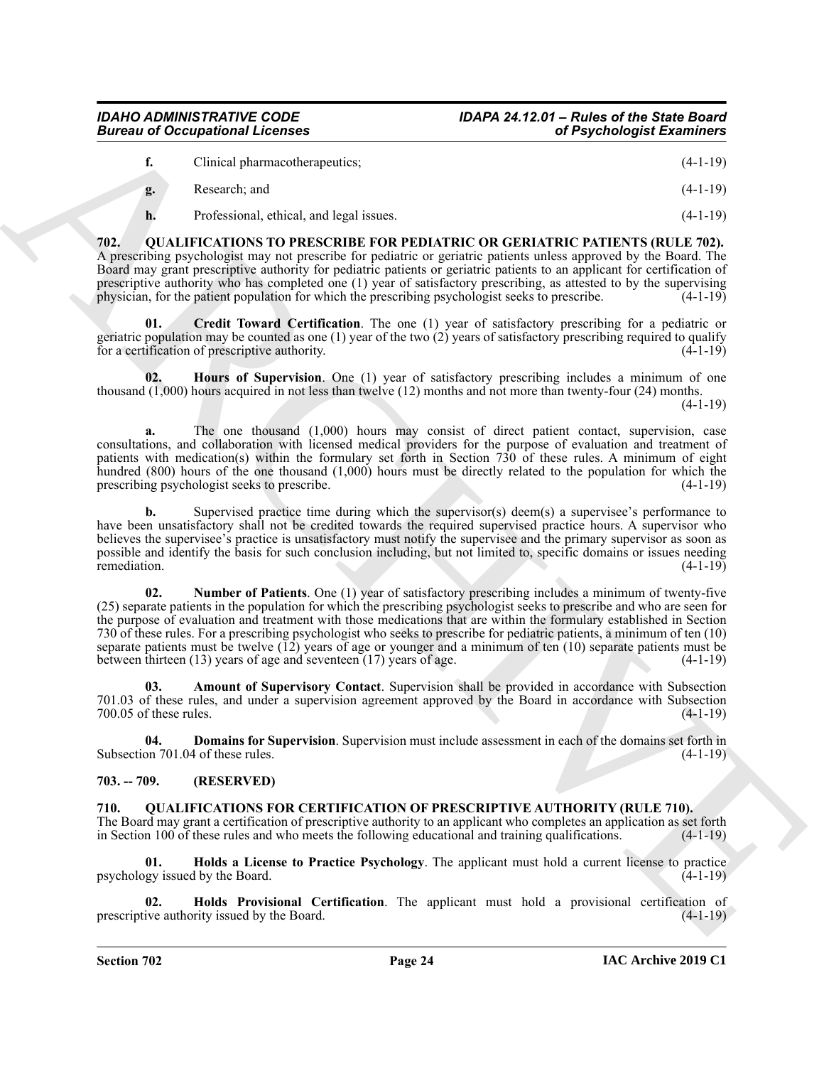**f.** Clinical pharmacotherapeutics; (4-1-19)

**g.** Research; and (4-1-19)

**h.** Professional, ethical, and legal issues. (4-1-19)

## 702. QUALIFICATIONS TO PRESCRIBE FOR PEDIATRIC OR GERIATRIC PATIENTS (RULE 702).

A prescribing psychologist may not prescribe for pediatric or geriatric patients unless approved by the Board. The Board may grant prescriptive authority for pediatric patients or geriatric patients to an applicant for certification of prescriptive authority who has completed one (1) year of satisfactory prescribing, as attested to by the supervising physician, for the patient population for which the prescribing psychologist seeks to prescribe. (4-1-19)

**01. Credit Toward Certification**. The one (1) year of satisfactory prescribing for a pediatric or geriatric population may be counted as one (1) year of the two (2) years of satisfactory prescribing required to qualify for a certification of prescriptive authority. (4-1-19)

**02. Hours of Supervision**. One (1) year of satisfactory prescribing includes a minimum of one thousand (1,000) hours acquired in not less than twelve (12) months and not more than twenty-four (24) months. (4-1-19)

**a.** The one thousand (1,000) hours may consist of direct patient contact, supervision, case consultations, and collaboration with licensed medical providers for the purpose of evaluation and treatment of patients with medication(s) within the formulary set forth in Section 730 of these rules. A minimum of eight hundred (800) hours of the one thousand (1,000) hours must be directly related to the population for which the prescribing psychologist seeks to prescribe. (4-1-19)

**b.** Supervised practice time during which the supervisor(s) deem(s) a supervisee's performance to have been unsatisfactory shall not be credited towards the required supervised practice hours. A supervisor who believes the supervisee's practice is unsatisfactory must notify the supervisee and the primary supervisor as soon as possible and identify the basis for such conclusion including, but not limited to, specific domains or issues needing remediation. (4-1-19)

**02. Number of Patients**. One (1) year of satisfactory prescribing includes a minimum of twenty-five (25) separate patients in the population for which the prescribing psychologist seeks to prescribe and who are seen for the purpose of evaluation and treatment with those medications that are within the formulary established in Section 730 of these rules. For a prescribing psychologist who seeks to prescribe for pediatric patients, a minimum of ten (10) separate patients must be twelve (12) years of age or younger and a minimum of ten (10) separate patients must be between thirteen (13) years of age and seventeen (17) years of age. (4-1-19)

**03. Amount of Supervisory Contact**. Supervision shall be provided in accordance with Subsection 701.03 of these rules, and under a supervision agreement approved by the Board in accordance with Subsection 700.05 of these rules. (4-1-19)

**04. Domains for Supervision**. Supervision must include assessment in each of the domains set forth in Subsection 701.04 of these rules. (4-1-19)

## 703. -- 709. (RESERVED)

## 710. QUALIFICATIONS FOR CERTIFICATION OF PRESCRIPTIVE AUTHORITY (RULE 710).

The Board may grant a certification of prescriptive authority to an applicant who completes an application as set forth in Section 100 of these rules and who meets the following educational and training qualifications. (4-1-19)

**01. Holds a License to Practice Psychology**. The applicant must hold a current license to practice psychology issued by the Board. (4-1-19)

**02. Holds Provisional Certification**. The applicant must hold a provisional certification of prescriptive authority issued by the Board. (4-1-19)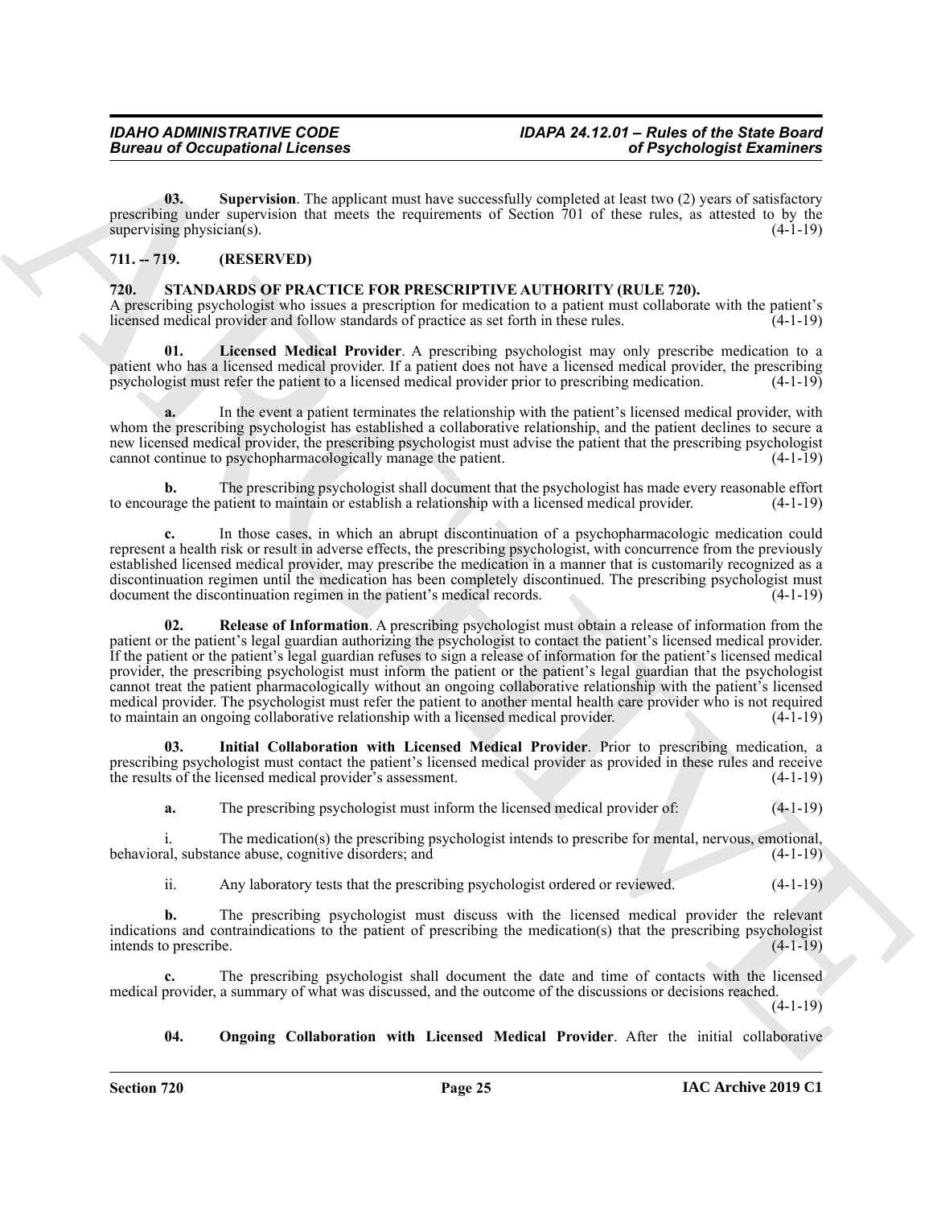**03. Supervision**. The applicant must have successfully completed at least two (2) years of satisfactory prescribing under supervision that meets the requirements of Section 701 of these rules, as attested to by the supervising physician(s). (4-1-19)

## 711. -- 719. (RESERVED)

## 720. STANDARDS OF PRACTICE FOR PRESCRIPTIVE AUTHORITY (RULE 720).

A prescribing psychologist who issues a prescription for medication to a patient must collaborate with the patient's licensed medical provider and follow standards of practice as set forth in these rules. (4-1-19)

**01. Licensed Medical Provider**. A prescribing psychologist may only prescribe medication to a patient who has a licensed medical provider. If a patient does not have a licensed medical provider, the prescribing psychologist must refer the patient to a licensed medical provider prior to prescribing medication. (4-1-19)

**a.** In the event a patient terminates the relationship with the patient's licensed medical provider, with whom the prescribing psychologist has established a collaborative relationship, and the patient declines to secure a new licensed medical provider, the prescribing psychologist must advise the patient that the prescribing psychologist cannot continue to psychopharmacologically manage the patient. (4-1-19)

**b.** The prescribing psychologist shall document that the psychologist has made every reasonable effort to encourage the patient to maintain or establish a relationship with a licensed medical provider. (4-1-19)

**c.** In those cases, in which an abrupt discontinuation of a psychopharmacologic medication could represent a health risk or result in adverse effects, the prescribing psychologist, with concurrence from the previously established licensed medical provider, may prescribe the medication in a manner that is customarily recognized as a discontinuation regimen until the medication has been completely discontinued. The prescribing psychologist must document the discontinuation regimen in the patient's medical records. (4-1-19)

**02. Release of Information**. A prescribing psychologist must obtain a release of information from the patient or the patient's legal guardian authorizing the psychologist to contact the patient's licensed medical provider. If the patient or the patient's legal guardian refuses to sign a release of information for the patient's licensed medical provider, the prescribing psychologist must inform the patient or the patient's legal guardian that the psychologist cannot treat the patient pharmacologically without an ongoing collaborative relationship with the patient's licensed medical provider. The psychologist must refer the patient to another mental health care provider who is not required to maintain an ongoing collaborative relationship with a licensed medical provider. (4-1-19)

**03. Initial Collaboration with Licensed Medical Provider**. Prior to prescribing medication, a prescribing psychologist must contact the patient's licensed medical provider as provided in these rules and receive the results of the licensed medical provider's assessment. (4-1-19)

**a.** The prescribing psychologist must inform the licensed medical provider of: (4-1-19)

i. The medication(s) the prescribing psychologist intends to prescribe for mental, nervous, emotional, behavioral, substance abuse, cognitive disorders; and (4-1-19)

ii. Any laboratory tests that the prescribing psychologist ordered or reviewed. (4-1-19)

**b.** The prescribing psychologist must discuss with the licensed medical provider the relevant indications and contraindications to the patient of prescribing the medication(s) that the prescribing psychologist intends to prescribe. (4-1-19)

**c.** The prescribing psychologist shall document the date and time of contacts with the licensed medical provider, a summary of what was discussed, and the outcome of the discussions or decisions reached. (4-1-19)

**04. Ongoing Collaboration with Licensed Medical Provider**. After the initial collaborative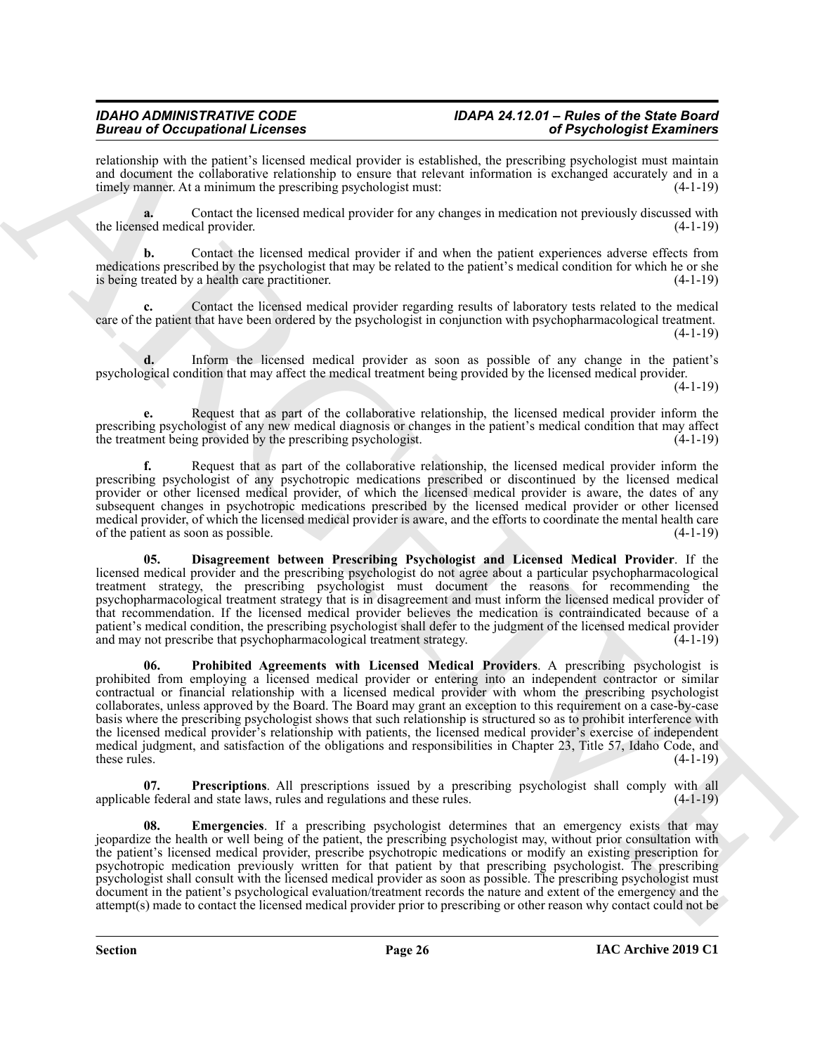relationship with the patient's licensed medical provider is established, the prescribing psychologist must maintain and document the collaborative relationship to ensure that relevant information is exchanged accurately and in a timely manner. At a minimum the prescribing psychologist must: (4-1-19)

**a.** Contact the licensed medical provider for any changes in medication not previously discussed with the licensed medical provider. (4-1-19)

**b.** Contact the licensed medical provider if and when the patient experiences adverse effects from medications prescribed by the psychologist that may be related to the patient's medical condition for which he or she is being treated by a health care practitioner. (4-1-19)

**c.** Contact the licensed medical provider regarding results of laboratory tests related to the medical care of the patient that have been ordered by the psychologist in conjunction with psychopharmacological treatment. (4-1-19)

**d.** Inform the licensed medical provider as soon as possible of any change in the patient's psychological condition that may affect the medical treatment being provided by the licensed medical provider. (4-1-19)

**e.** Request that as part of the collaborative relationship, the licensed medical provider inform the prescribing psychologist of any new medical diagnosis or changes in the patient's medical condition that may affect the treatment being provided by the prescribing psychologist. (4-1-19)

**f.** Request that as part of the collaborative relationship, the licensed medical provider inform the prescribing psychologist of any psychotropic medications prescribed or discontinued by the licensed medical provider or other licensed medical provider, of which the licensed medical provider is aware, the dates of any subsequent changes in psychotropic medications prescribed by the licensed medical provider or other licensed medical provider, of which the licensed medical provider is aware, and the efforts to coordinate the mental health care of the patient as soon as possible. (4-1-19)

**05. Disagreement between Prescribing Psychologist and Licensed Medical Provider**. If the licensed medical provider and the prescribing psychologist do not agree about a particular psychopharmacological treatment strategy, the prescribing psychologist must document the reasons for recommending the psychopharmacological treatment strategy that is in disagreement and must inform the licensed medical provider of that recommendation. If the licensed medical provider believes the medication is contraindicated because of a patient's medical condition, the prescribing psychologist shall defer to the judgment of the licensed medical provider and may not prescribe that psychopharmacological treatment strategy. (4-1-19)

**06. Prohibited Agreements with Licensed Medical Providers**. A prescribing psychologist is prohibited from employing a licensed medical provider or entering into an independent contractor or similar contractual or financial relationship with a licensed medical provider with whom the prescribing psychologist collaborates, unless approved by the Board. The Board may grant an exception to this requirement on a case-by-case basis where the prescribing psychologist shows that such relationship is structured so as to prohibit interference with the licensed medical provider's relationship with patients, the licensed medical provider's exercise of independent medical judgment, and satisfaction of the obligations and responsibilities in Chapter 23, Title 57, Idaho Code, and these rules. (4-1-19)

**07. Prescriptions**. All prescriptions issued by a prescribing psychologist shall comply with all applicable federal and state laws, rules and regulations and these rules. (4-1-19)

**08. Emergencies**. If a prescribing psychologist determines that an emergency exists that may jeopardize the health or well being of the patient, the prescribing psychologist may, without prior consultation with the patient's licensed medical provider, prescribe psychotropic medications or modify an existing prescription for psychotropic medication previously written for that patient by that prescribing psychologist. The prescribing psychologist shall consult with the licensed medical provider as soon as possible. The prescribing psychologist must document in the patient's psychological evaluation/treatment records the nature and extent of the emergency and the attempt(s) made to contact the licensed medical provider prior to prescribing or other reason why contact could not be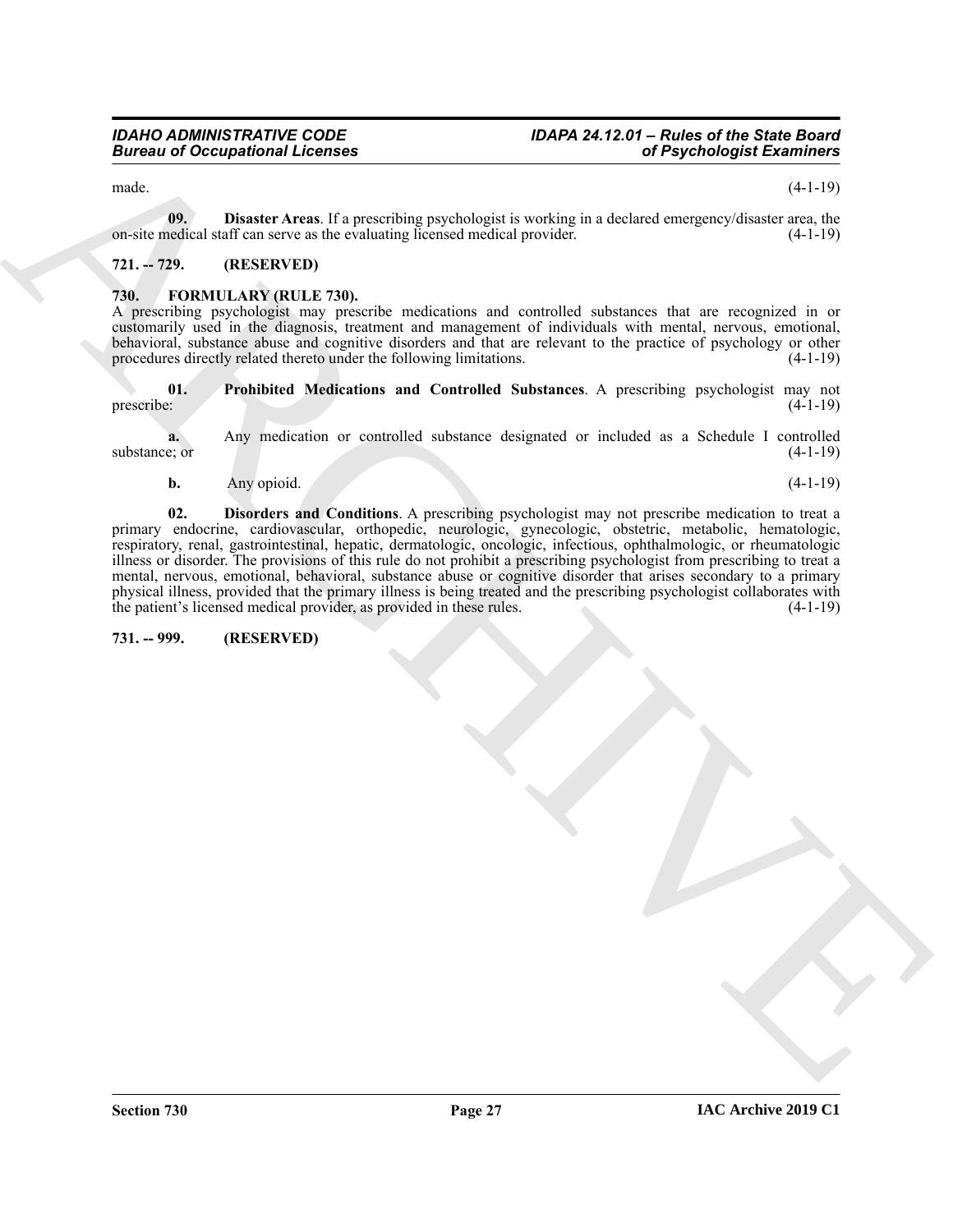made. (4-1-19)

**09. Disaster Areas**. If a prescribing psychologist is working in a declared emergency/disaster area, the on-site medical staff can serve as the evaluating licensed medical provider. (4-1-19)

## 721. -- 729. (RESERVED)

## 730. FORMULARY (RULE 730).

A prescribing psychologist may prescribe medications and controlled substances that are recognized in or customarily used in the diagnosis, treatment and management of individuals with mental, nervous, emotional, behavioral, substance abuse and cognitive disorders and that are relevant to the practice of psychology or other procedures directly related thereto under the following limitations. (4-1-19)

**01. Prohibited Medications and Controlled Substances**. A prescribing psychologist may not prescribe: (4-1-19)

**a.** Any medication or controlled substance designated or included as a Schedule I controlled substance; or (4-1-19)

**b.** Any opioid. (4-1-19)

**02. Disorders and Conditions**. A prescribing psychologist may not prescribe medication to treat a primary endocrine, cardiovascular, orthopedic, neurologic, gynecologic, obstetric, metabolic, hematologic, respiratory, renal, gastrointestinal, hepatic, dermatologic, oncologic, infectious, ophthalmologic, or rheumatologic illness or disorder. The provisions of this rule do not prohibit a prescribing psychologist from prescribing to treat a mental, nervous, emotional, behavioral, substance abuse or cognitive disorder that arises secondary to a primary physical illness, provided that the primary illness is being treated and the prescribing psychologist collaborates with the patient's licensed medical provider, as provided in these rules. (4-1-19)

## 731. -- 999. (RESERVED)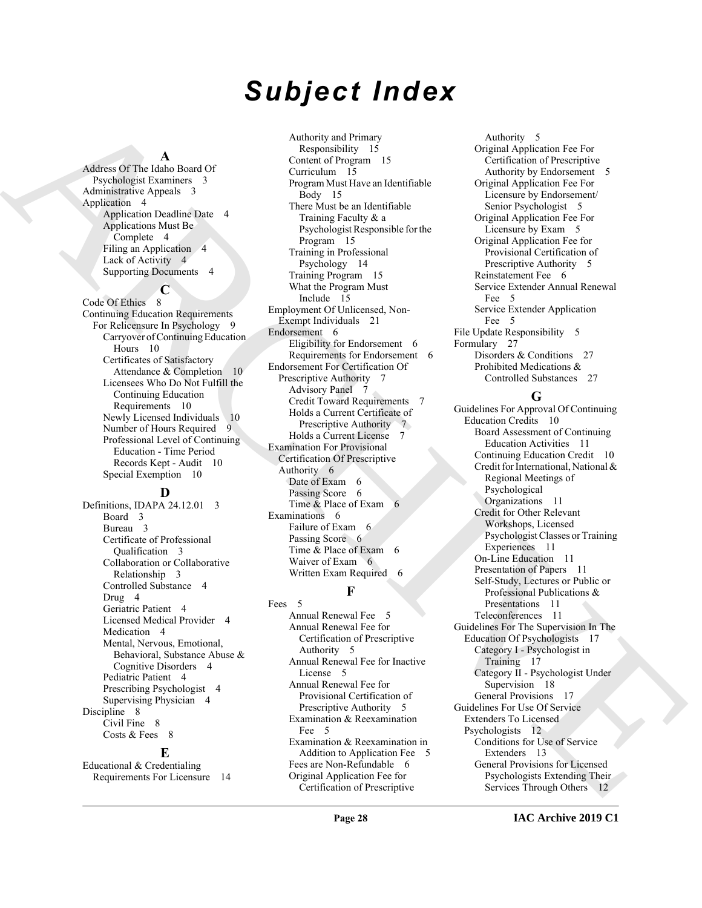# Subject Index

**A**

Address Of The Idaho Board Of Psychologist Examiners 3
Administrative Appeals 3
Application 4
- Application Deadline Date 4
- Applications Must Be Complete 4
- Filing an Application 4
- Lack of Activity 4
- Supporting Documents 4

**C**

Code Of Ethics 8
Continuing Education Requirements For Relicensure In Psychology 9
- Carryover of Continuing Education Hours 10
- Certificates of Satisfactory Attendance & Completion 10
- Licensees Who Do Not Fulfill the Continuing Education Requirements 10
- Newly Licensed Individuals 10
- Number of Hours Required 9
- Professional Level of Continuing Education - Time Period Records Kept - Audit 10
- Special Exemption 10

**D**

Definitions, IDAPA 24.12.01 3
- Board 3
- Bureau 3
- Certificate of Professional Qualification 3
- Collaboration or Collaborative Relationship 3
- Controlled Substance 4
- Drug 4
- Geriatric Patient 4
- Licensed Medical Provider 4
- Medication 4
- Mental, Nervous, Emotional, Behavioral, Substance Abuse & Cognitive Disorders 4
- Pediatric Patient 4
- Prescribing Psychologist 4
- Supervising Physician 4

Discipline 8
- Civil Fine 8
- Costs & Fees 8

**E**

Educational & Credentialing Requirements For Licensure 14
- Authority and Primary Responsibility 15
- Content of Program 15
- Curriculum 15
- Program Must Have an Identifiable Body 15
- There Must be an Identifiable Training Faculty & a Psychologist Responsible for the Program 15
- Training in Professional Psychology 14
- Training Program 15
- What the Program Must Include 15

Employment Of Unlicensed, Non-Exempt Individuals 21
Endorsement 6
- Eligibility for Endorsement 6
- Requirements for Endorsement 6

Endorsement For Certification Of Prescriptive Authority 7
- Advisory Panel 7
- Credit Toward Requirements 7
- Holds a Current Certificate of Prescriptive Authority 7
- Holds a Current License 7

Examination For Provisional Certification Of Prescriptive Authority 6
- Date of Exam 6
- Passing Score 6
- Time & Place of Exam 6

Examinations 6
- Failure of Exam 6
- Passing Score 6
- Time & Place of Exam 6
- Waiver of Exam 6
- Written Exam Required 6

**F**

Fees 5
- Annual Renewal Fee 5
- Annual Renewal Fee for Certification of Prescriptive Authority 5
- Annual Renewal Fee for Inactive License 5
- Annual Renewal Fee for Provisional Certification of Prescriptive Authority 5
- Examination & Reexamination Fee 5
- Examination & Reexamination in Addition to Application Fee 5
- Fees are Non-Refundable 6
- Original Application Fee for Certification of Prescriptive Authority 5
- Original Application Fee For Certification of Prescriptive Authority by Endorsement 5
- Original Application Fee For Licensure by Endorsement/ Senior Psychologist 5
- Original Application Fee For Licensure by Exam 5
- Original Application Fee for Provisional Certification of Prescriptive Authority 5
- Reinstatement Fee 6
- Service Extender Annual Renewal Fee 5
- Service Extender Application Fee 5

File Update Responsibility 5
Formulary 27
- Disorders & Conditions 27
- Prohibited Medications & Controlled Substances 27

**G**

Guidelines For Approval Of Continuing Education Credits 10
- Board Assessment of Continuing Education Activities 11
- Continuing Education Credit 10
- Credit for International, National & Regional Meetings of Psychological Organizations 11
- Credit for Other Relevant Workshops, Licensed Psychologist Classes or Training Experiences 11
- On-Line Education 11
- Presentation of Papers 11
- Self-Study, Lectures or Public or Professional Publications & Presentations 11
- Teleconferences 11

Guidelines For The Supervision In The Education Of Psychologists 17
- Category I - Psychologist in Training 17
- Category II - Psychologist Under Supervision 18
- General Provisions 17

Guidelines For Use Of Service Extenders To Licensed Psychologists 12
- Conditions for Use of Service Extenders 13
- General Provisions for Licensed Psychologists Extending Their Services Through Others 12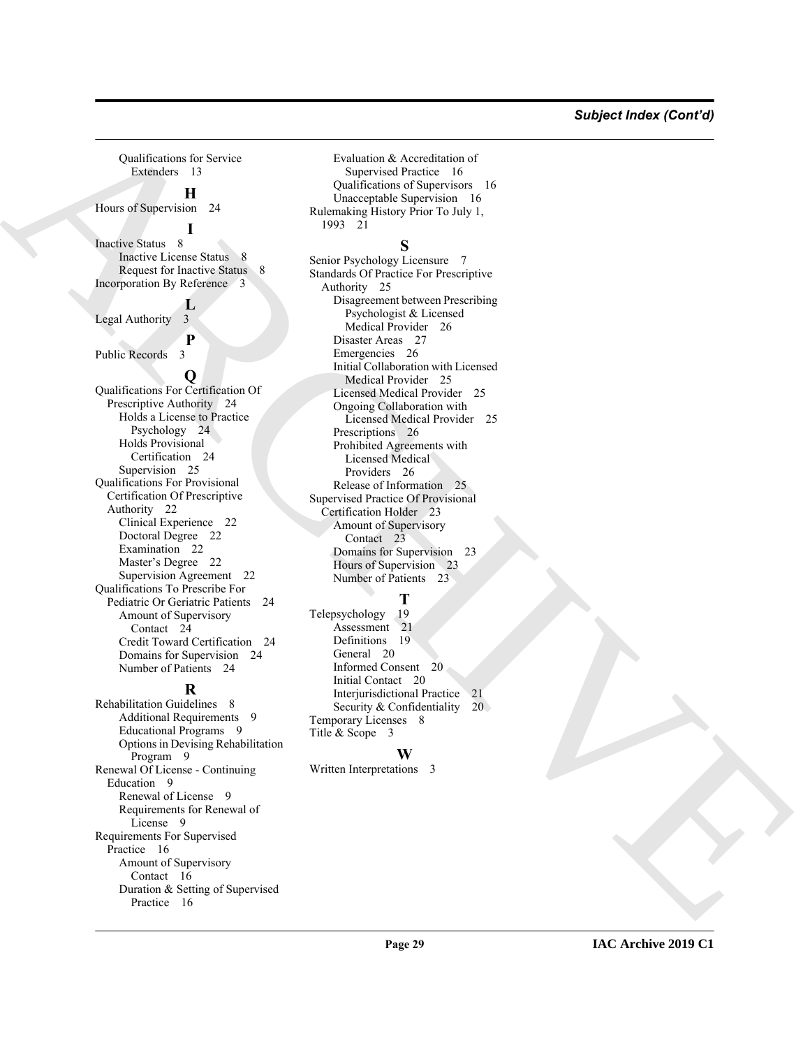## Subject Index (Cont'd)

Qualifications for Service Extenders 13

**H**

Hours of Supervision 24

**I**

Inactive Status 8
- Inactive License Status 8
- Request for Inactive Status 8

Incorporation By Reference 3

**L**

Legal Authority 3

**P**

Public Records 3

**Q**

Qualifications For Certification Of Prescriptive Authority 24
- Holds a License to Practice Psychology 24
- Holds Provisional Certification 24
- Supervision 25

Qualifications For Provisional Certification Of Prescriptive Authority 22
- Clinical Experience 22
- Doctoral Degree 22
- Examination 22
- Master's Degree 22
- Supervision Agreement 22

Qualifications To Prescribe For Pediatric Or Geriatric Patients 24
- Amount of Supervisory Contact 24
- Credit Toward Certification 24
- Domains for Supervision 24
- Number of Patients 24

**R**

Rehabilitation Guidelines 8
- Additional Requirements 9
- Educational Programs 9
- Options in Devising Rehabilitation Program 9

Renewal Of License - Continuing Education 9
- Renewal of License 9
- Requirements for Renewal of License 9

Requirements For Supervised Practice 16
- Amount of Supervisory Contact 16
- Duration & Setting of Supervised Practice 16
- Evaluation & Accreditation of Supervised Practice 16
- Qualifications of Supervisors 16
- Unacceptable Supervision 16

Rulemaking History Prior To July 1, 1993 21

**S**

Senior Psychology Licensure 7

Standards Of Practice For Prescriptive Authority 25
- Disagreement between Prescribing Psychologist & Licensed Medical Provider 26
- Disaster Areas 27
- Emergencies 26
- Initial Collaboration with Licensed Medical Provider 25
- Licensed Medical Provider 25
- Ongoing Collaboration with Licensed Medical Provider 25
- Prescriptions 26
- Prohibited Agreements with Licensed Medical Providers 26
- Release of Information 25

Supervised Practice Of Provisional Certification Holder 23
- Amount of Supervisory Contact 23
- Domains for Supervision 23
- Hours of Supervision 23
- Number of Patients 23

**T**

Telepsychology 19
- Assessment 21
- Definitions 19
- General 20
- Informed Consent 20
- Initial Contact 20
- Interjurisdictional Practice 21
- Security & Confidentiality 20

Temporary Licenses 8

Title & Scope 3

**W**

Written Interpretations 3